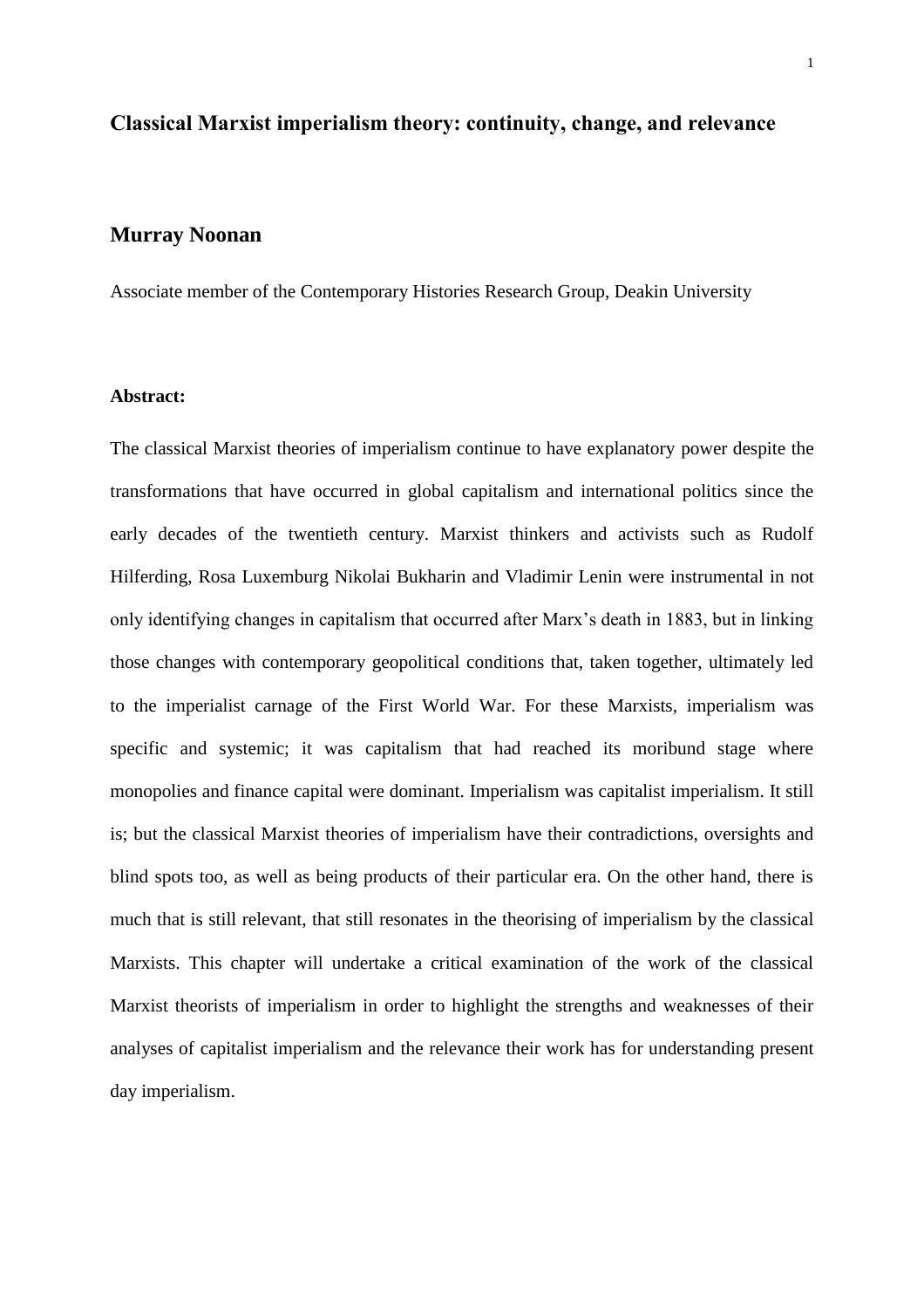# Classical Marxist imperialism theory: continuity, change, and relevance

## Murray Noonan

Associate member of the Contemporary Histories Research Group, Deakin University

**Abstract:**

The classical Marxist theories of imperialism continue to have explanatory power despite the transformations that have occurred in global capitalism and international politics since the early decades of the twentieth century. Marxist thinkers and activists such as Rudolf Hilferding, Rosa Luxemburg Nikolai Bukharin and Vladimir Lenin were instrumental in not only identifying changes in capitalism that occurred after Marx's death in 1883, but in linking those changes with contemporary geopolitical conditions that, taken together, ultimately led to the imperialist carnage of the First World War. For these Marxists, imperialism was specific and systemic; it was capitalism that had reached its moribund stage where monopolies and finance capital were dominant. Imperialism was capitalist imperialism. It still is; but the classical Marxist theories of imperialism have their contradictions, oversights and blind spots too, as well as being products of their particular era. On the other hand, there is much that is still relevant, that still resonates in the theorising of imperialism by the classical Marxists. This chapter will undertake a critical examination of the work of the classical Marxist theorists of imperialism in order to highlight the strengths and weaknesses of their analyses of capitalist imperialism and the relevance their work has for understanding present day imperialism.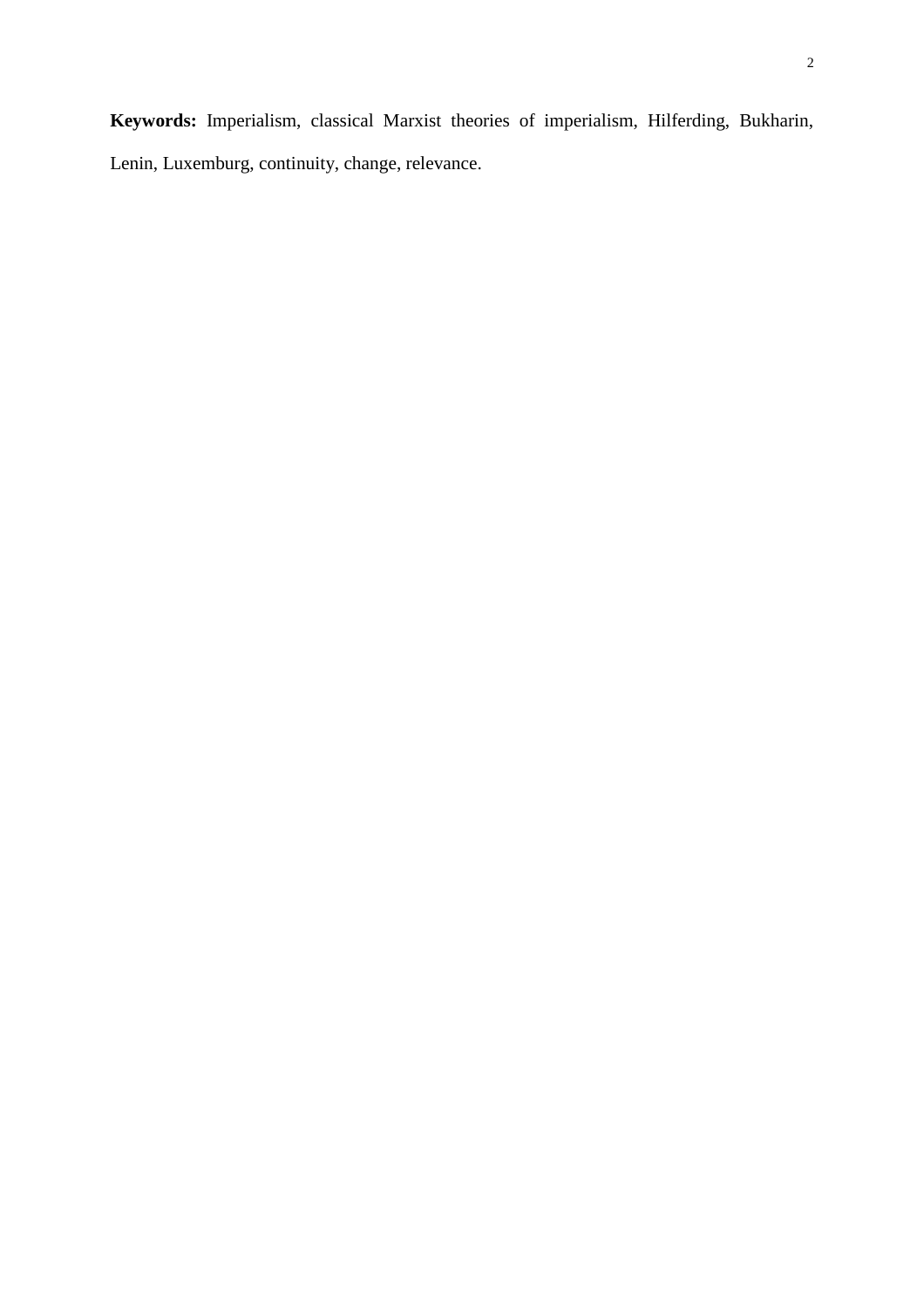**Keywords:** Imperialism, classical Marxist theories of imperialism, Hilferding, Bukharin, Lenin, Luxemburg, continuity, change, relevance.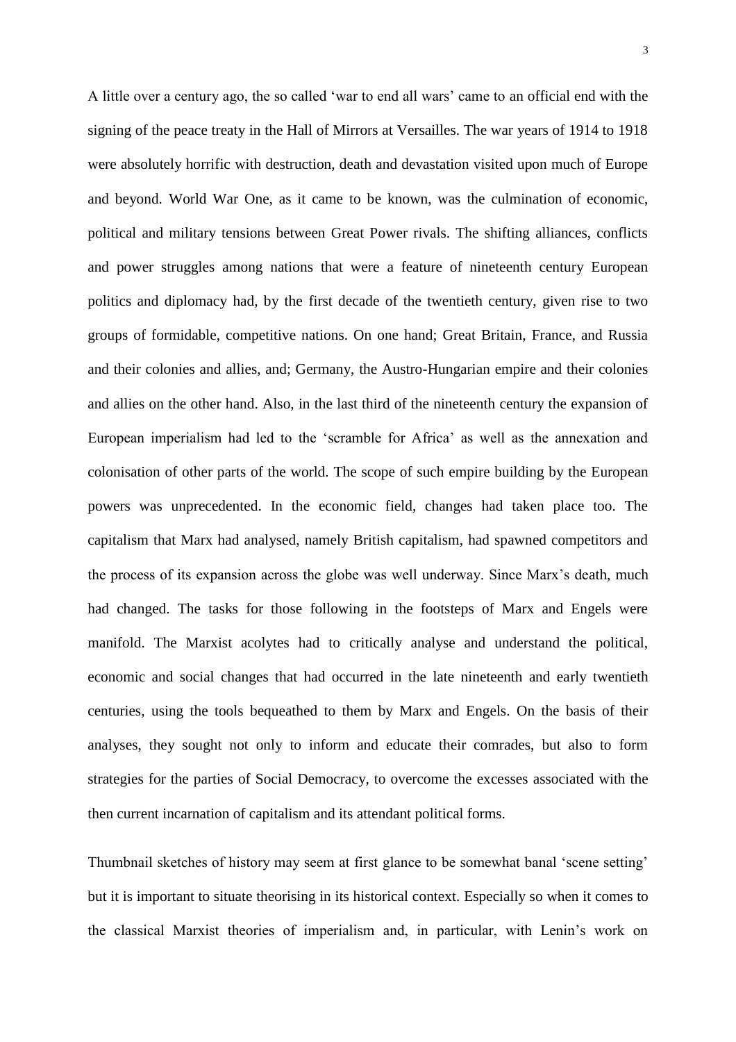A little over a century ago, the so called 'war to end all wars' came to an official end with the signing of the peace treaty in the Hall of Mirrors at Versailles. The war years of 1914 to 1918 were absolutely horrific with destruction, death and devastation visited upon much of Europe and beyond. World War One, as it came to be known, was the culmination of economic, political and military tensions between Great Power rivals. The shifting alliances, conflicts and power struggles among nations that were a feature of nineteenth century European politics and diplomacy had, by the first decade of the twentieth century, given rise to two groups of formidable, competitive nations. On one hand; Great Britain, France, and Russia and their colonies and allies, and; Germany, the Austro-Hungarian empire and their colonies and allies on the other hand. Also, in the last third of the nineteenth century the expansion of European imperialism had led to the 'scramble for Africa' as well as the annexation and colonisation of other parts of the world. The scope of such empire building by the European powers was unprecedented. In the economic field, changes had taken place too. The capitalism that Marx had analysed, namely British capitalism, had spawned competitors and the process of its expansion across the globe was well underway. Since Marx's death, much had changed. The tasks for those following in the footsteps of Marx and Engels were manifold. The Marxist acolytes had to critically analyse and understand the political, economic and social changes that had occurred in the late nineteenth and early twentieth centuries, using the tools bequeathed to them by Marx and Engels. On the basis of their analyses, they sought not only to inform and educate their comrades, but also to form strategies for the parties of Social Democracy, to overcome the excesses associated with the then current incarnation of capitalism and its attendant political forms.

Thumbnail sketches of history may seem at first glance to be somewhat banal 'scene setting' but it is important to situate theorising in its historical context. Especially so when it comes to the classical Marxist theories of imperialism and, in particular, with Lenin's work on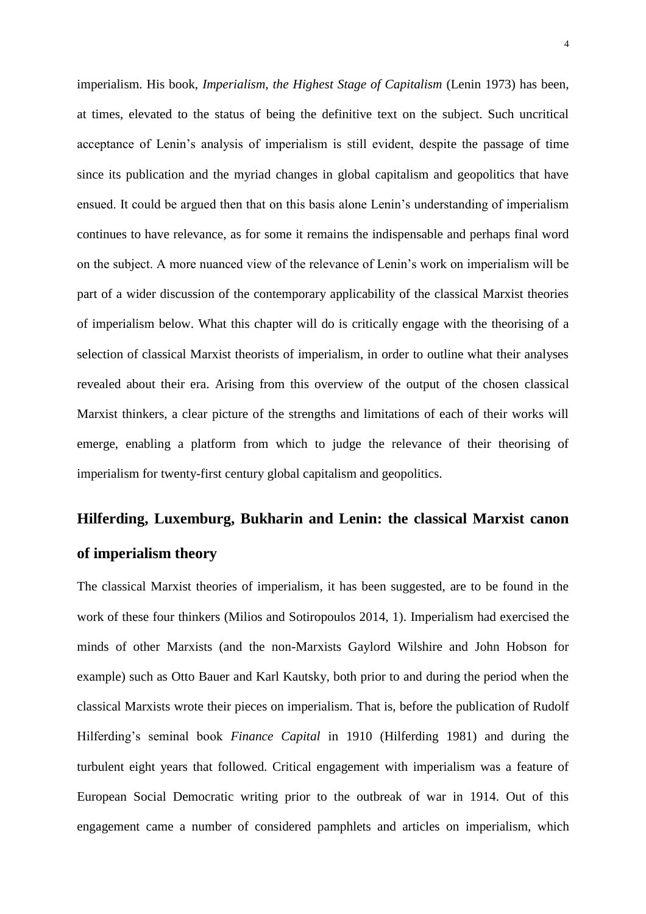imperialism. His book, *Imperialism, the Highest Stage of Capitalism* (Lenin 1973) has been, at times, elevated to the status of being the definitive text on the subject. Such uncritical acceptance of Lenin's analysis of imperialism is still evident, despite the passage of time since its publication and the myriad changes in global capitalism and geopolitics that have ensued. It could be argued then that on this basis alone Lenin's understanding of imperialism continues to have relevance, as for some it remains the indispensable and perhaps final word on the subject. A more nuanced view of the relevance of Lenin's work on imperialism will be part of a wider discussion of the contemporary applicability of the classical Marxist theories of imperialism below. What this chapter will do is critically engage with the theorising of a selection of classical Marxist theorists of imperialism, in order to outline what their analyses revealed about their era. Arising from this overview of the output of the chosen classical Marxist thinkers, a clear picture of the strengths and limitations of each of their works will emerge, enabling a platform from which to judge the relevance of their theorising of imperialism for twenty-first century global capitalism and geopolitics.

## Hilferding, Luxemburg, Bukharin and Lenin: the classical Marxist canon of imperialism theory

The classical Marxist theories of imperialism, it has been suggested, are to be found in the work of these four thinkers (Milios and Sotiropoulos 2014, 1). Imperialism had exercised the minds of other Marxists (and the non-Marxists Gaylord Wilshire and John Hobson for example) such as Otto Bauer and Karl Kautsky, both prior to and during the period when the classical Marxists wrote their pieces on imperialism. That is, before the publication of Rudolf Hilferding's seminal book *Finance Capital* in 1910 (Hilferding 1981) and during the turbulent eight years that followed. Critical engagement with imperialism was a feature of European Social Democratic writing prior to the outbreak of war in 1914. Out of this engagement came a number of considered pamphlets and articles on imperialism, which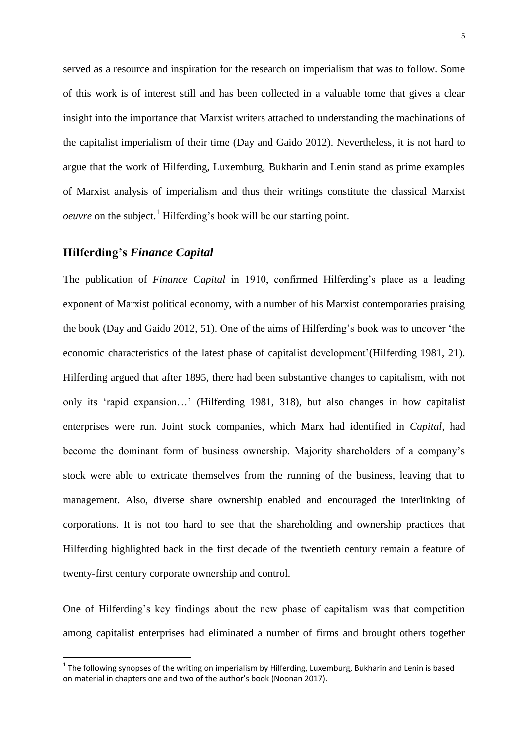served as a resource and inspiration for the research on imperialism that was to follow. Some of this work is of interest still and has been collected in a valuable tome that gives a clear insight into the importance that Marxist writers attached to understanding the machinations of the capitalist imperialism of their time (Day and Gaido 2012). Nevertheless, it is not hard to argue that the work of Hilferding, Luxemburg, Bukharin and Lenin stand as prime examples of Marxist analysis of imperialism and thus their writings constitute the classical Marxist *oeuvre* on the subject.[1] Hilferding's book will be our starting point.

## Hilferding's *Finance Capital*

The publication of *Finance Capital* in 1910, confirmed Hilferding's place as a leading exponent of Marxist political economy, with a number of his Marxist contemporaries praising the book (Day and Gaido 2012, 51). One of the aims of Hilferding's book was to uncover 'the economic characteristics of the latest phase of capitalist development'(Hilferding 1981, 21). Hilferding argued that after 1895, there had been substantive changes to capitalism, with not only its 'rapid expansion…' (Hilferding 1981, 318), but also changes in how capitalist enterprises were run. Joint stock companies, which Marx had identified in *Capital*, had become the dominant form of business ownership. Majority shareholders of a company's stock were able to extricate themselves from the running of the business, leaving that to management. Also, diverse share ownership enabled and encouraged the interlinking of corporations. It is not too hard to see that the shareholding and ownership practices that Hilferding highlighted back in the first decade of the twentieth century remain a feature of twenty-first century corporate ownership and control.

One of Hilferding's key findings about the new phase of capitalism was that competition among capitalist enterprises had eliminated a number of firms and brought others together

[1] The following synopses of the writing on imperialism by Hilferding, Luxemburg, Bukharin and Lenin is based on material in chapters one and two of the author's book (Noonan 2017).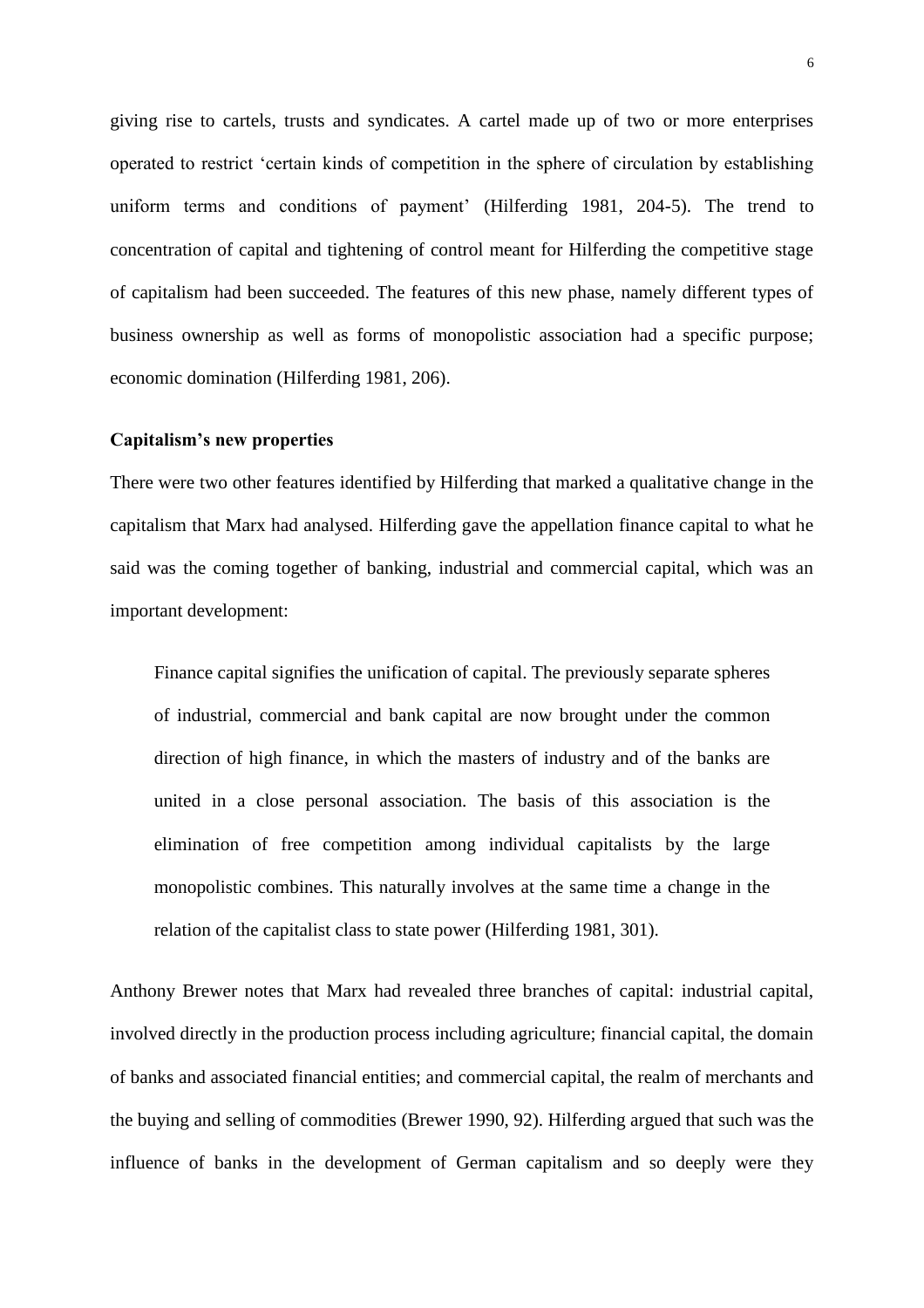giving rise to cartels, trusts and syndicates. A cartel made up of two or more enterprises operated to restrict 'certain kinds of competition in the sphere of circulation by establishing uniform terms and conditions of payment' (Hilferding 1981, 204-5). The trend to concentration of capital and tightening of control meant for Hilferding the competitive stage of capitalism had been succeeded. The features of this new phase, namely different types of business ownership as well as forms of monopolistic association had a specific purpose; economic domination (Hilferding 1981, 206).

**Capitalism's new properties**

There were two other features identified by Hilferding that marked a qualitative change in the capitalism that Marx had analysed. Hilferding gave the appellation finance capital to what he said was the coming together of banking, industrial and commercial capital, which was an important development:

> Finance capital signifies the unification of capital. The previously separate spheres of industrial, commercial and bank capital are now brought under the common direction of high finance, in which the masters of industry and of the banks are united in a close personal association. The basis of this association is the elimination of free competition among individual capitalists by the large monopolistic combines. This naturally involves at the same time a change in the relation of the capitalist class to state power (Hilferding 1981, 301).

Anthony Brewer notes that Marx had revealed three branches of capital: industrial capital, involved directly in the production process including agriculture; financial capital, the domain of banks and associated financial entities; and commercial capital, the realm of merchants and the buying and selling of commodities (Brewer 1990, 92). Hilferding argued that such was the influence of banks in the development of German capitalism and so deeply were they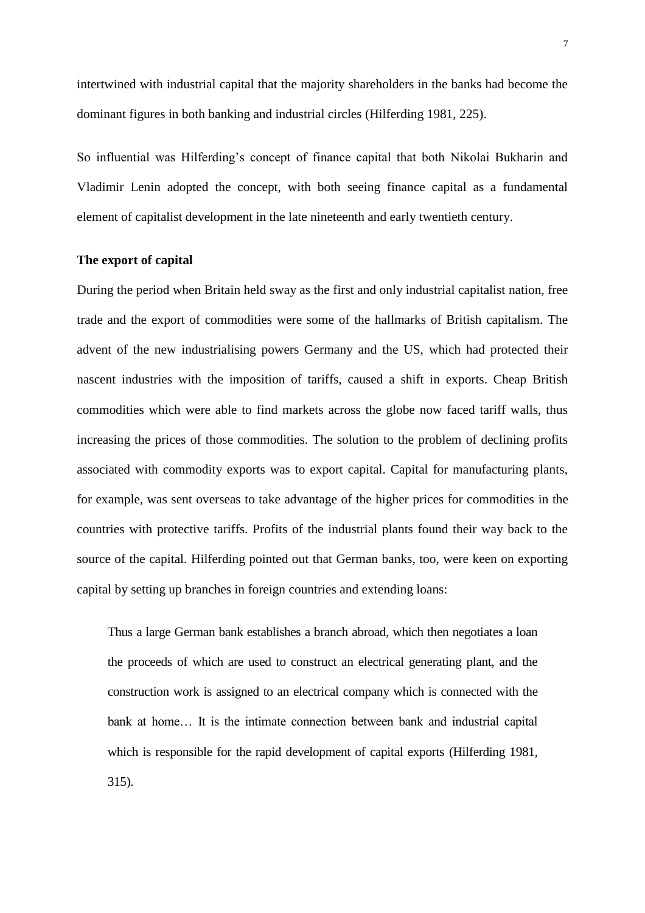intertwined with industrial capital that the majority shareholders in the banks had become the dominant figures in both banking and industrial circles (Hilferding 1981, 225).

So influential was Hilferding's concept of finance capital that both Nikolai Bukharin and Vladimir Lenin adopted the concept, with both seeing finance capital as a fundamental element of capitalist development in the late nineteenth and early twentieth century.

**The export of capital**

During the period when Britain held sway as the first and only industrial capitalist nation, free trade and the export of commodities were some of the hallmarks of British capitalism. The advent of the new industrialising powers Germany and the US, which had protected their nascent industries with the imposition of tariffs, caused a shift in exports. Cheap British commodities which were able to find markets across the globe now faced tariff walls, thus increasing the prices of those commodities. The solution to the problem of declining profits associated with commodity exports was to export capital. Capital for manufacturing plants, for example, was sent overseas to take advantage of the higher prices for commodities in the countries with protective tariffs. Profits of the industrial plants found their way back to the source of the capital. Hilferding pointed out that German banks, too, were keen on exporting capital by setting up branches in foreign countries and extending loans:

> Thus a large German bank establishes a branch abroad, which then negotiates a loan the proceeds of which are used to construct an electrical generating plant, and the construction work is assigned to an electrical company which is connected with the bank at home… It is the intimate connection between bank and industrial capital which is responsible for the rapid development of capital exports (Hilferding 1981, 315).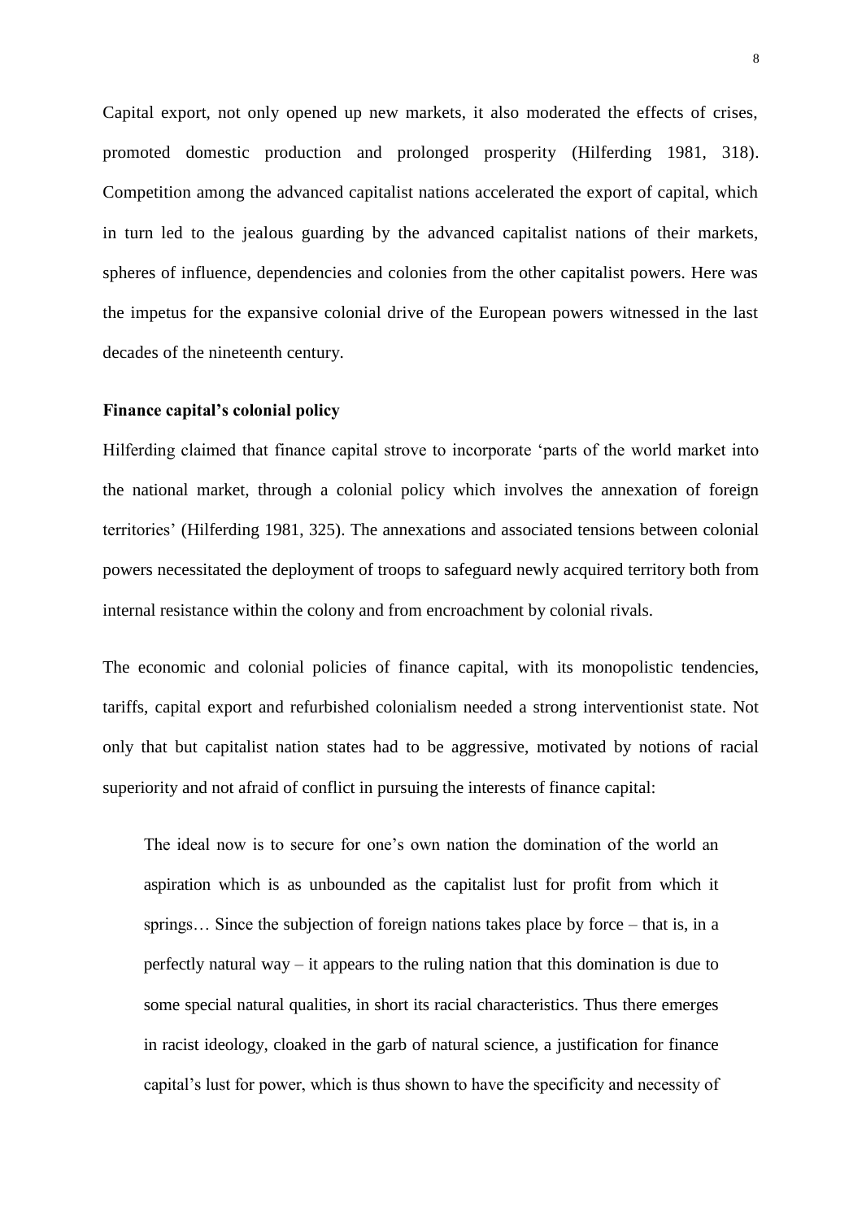Capital export, not only opened up new markets, it also moderated the effects of crises, promoted domestic production and prolonged prosperity (Hilferding 1981, 318). Competition among the advanced capitalist nations accelerated the export of capital, which in turn led to the jealous guarding by the advanced capitalist nations of their markets, spheres of influence, dependencies and colonies from the other capitalist powers. Here was the impetus for the expansive colonial drive of the European powers witnessed in the last decades of the nineteenth century.

### Finance capital's colonial policy

Hilferding claimed that finance capital strove to incorporate 'parts of the world market into the national market, through a colonial policy which involves the annexation of foreign territories' (Hilferding 1981, 325). The annexations and associated tensions between colonial powers necessitated the deployment of troops to safeguard newly acquired territory both from internal resistance within the colony and from encroachment by colonial rivals.

The economic and colonial policies of finance capital, with its monopolistic tendencies, tariffs, capital export and refurbished colonialism needed a strong interventionist state. Not only that but capitalist nation states had to be aggressive, motivated by notions of racial superiority and not afraid of conflict in pursuing the interests of finance capital:

> The ideal now is to secure for one's own nation the domination of the world an aspiration which is as unbounded as the capitalist lust for profit from which it springs… Since the subjection of foreign nations takes place by force – that is, in a perfectly natural way – it appears to the ruling nation that this domination is due to some special natural qualities, in short its racial characteristics. Thus there emerges in racist ideology, cloaked in the garb of natural science, a justification for finance capital's lust for power, which is thus shown to have the specificity and necessity of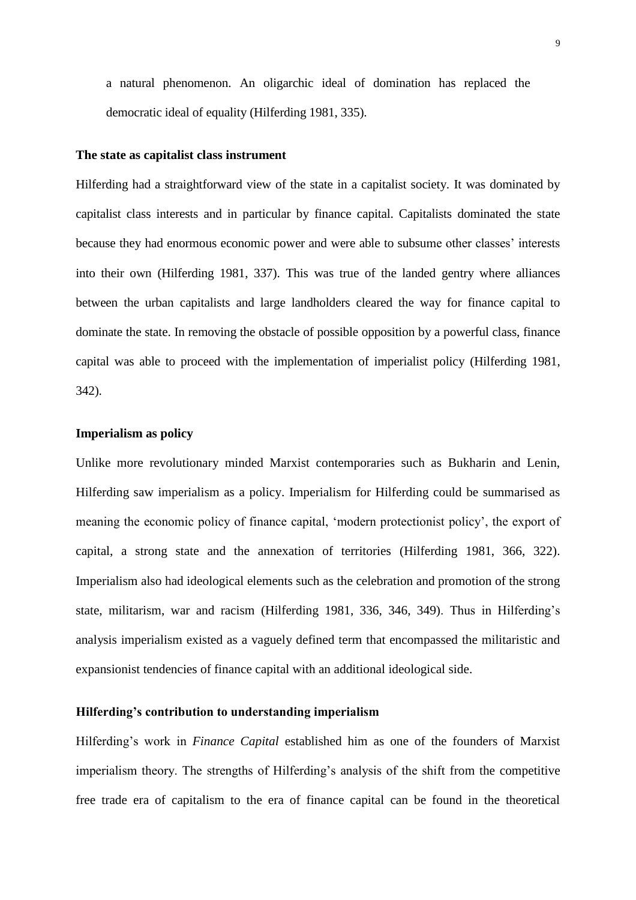a natural phenomenon. An oligarchic ideal of domination has replaced the democratic ideal of equality (Hilferding 1981, 335).

**The state as capitalist class instrument**

Hilferding had a straightforward view of the state in a capitalist society. It was dominated by capitalist class interests and in particular by finance capital. Capitalists dominated the state because they had enormous economic power and were able to subsume other classes' interests into their own (Hilferding 1981, 337). This was true of the landed gentry where alliances between the urban capitalists and large landholders cleared the way for finance capital to dominate the state. In removing the obstacle of possible opposition by a powerful class, finance capital was able to proceed with the implementation of imperialist policy (Hilferding 1981, 342).

**Imperialism as policy**

Unlike more revolutionary minded Marxist contemporaries such as Bukharin and Lenin, Hilferding saw imperialism as a policy. Imperialism for Hilferding could be summarised as meaning the economic policy of finance capital, 'modern protectionist policy', the export of capital, a strong state and the annexation of territories (Hilferding 1981, 366, 322). Imperialism also had ideological elements such as the celebration and promotion of the strong state, militarism, war and racism (Hilferding 1981, 336, 346, 349). Thus in Hilferding's analysis imperialism existed as a vaguely defined term that encompassed the militaristic and expansionist tendencies of finance capital with an additional ideological side.

**Hilferding's contribution to understanding imperialism**

Hilferding's work in *Finance Capital* established him as one of the founders of Marxist imperialism theory. The strengths of Hilferding's analysis of the shift from the competitive free trade era of capitalism to the era of finance capital can be found in the theoretical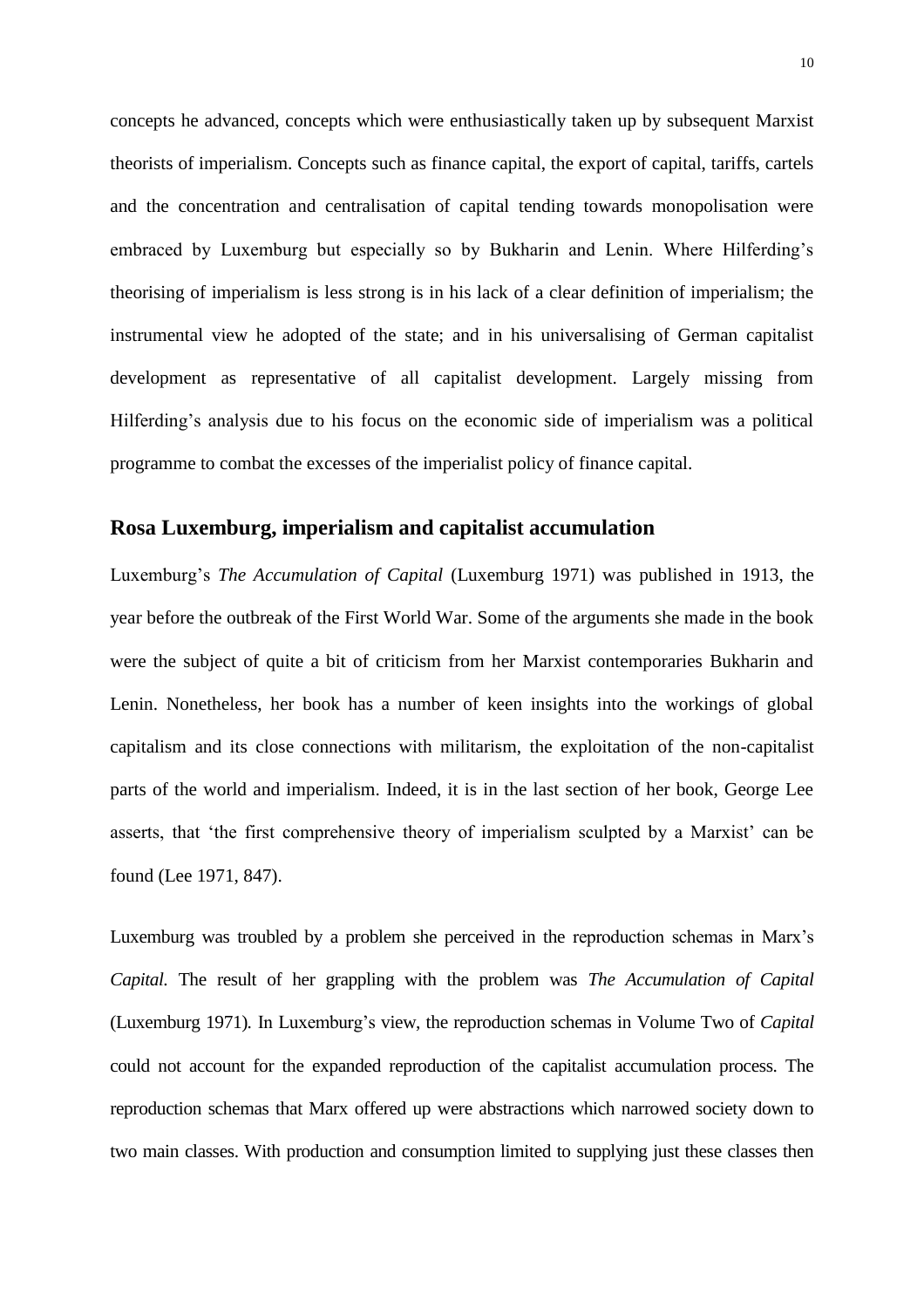concepts he advanced, concepts which were enthusiastically taken up by subsequent Marxist theorists of imperialism. Concepts such as finance capital, the export of capital, tariffs, cartels and the concentration and centralisation of capital tending towards monopolisation were embraced by Luxemburg but especially so by Bukharin and Lenin. Where Hilferding's theorising of imperialism is less strong is in his lack of a clear definition of imperialism; the instrumental view he adopted of the state; and in his universalising of German capitalist development as representative of all capitalist development. Largely missing from Hilferding's analysis due to his focus on the economic side of imperialism was a political programme to combat the excesses of the imperialist policy of finance capital.

## Rosa Luxemburg, imperialism and capitalist accumulation

Luxemburg's *The Accumulation of Capital* (Luxemburg 1971) was published in 1913, the year before the outbreak of the First World War. Some of the arguments she made in the book were the subject of quite a bit of criticism from her Marxist contemporaries Bukharin and Lenin. Nonetheless, her book has a number of keen insights into the workings of global capitalism and its close connections with militarism, the exploitation of the non-capitalist parts of the world and imperialism. Indeed, it is in the last section of her book, George Lee asserts, that 'the first comprehensive theory of imperialism sculpted by a Marxist' can be found (Lee 1971, 847).

Luxemburg was troubled by a problem she perceived in the reproduction schemas in Marx's *Capital.* The result of her grappling with the problem was *The Accumulation of Capital* (Luxemburg 1971)*.* In Luxemburg's view, the reproduction schemas in Volume Two of *Capital* could not account for the expanded reproduction of the capitalist accumulation process. The reproduction schemas that Marx offered up were abstractions which narrowed society down to two main classes. With production and consumption limited to supplying just these classes then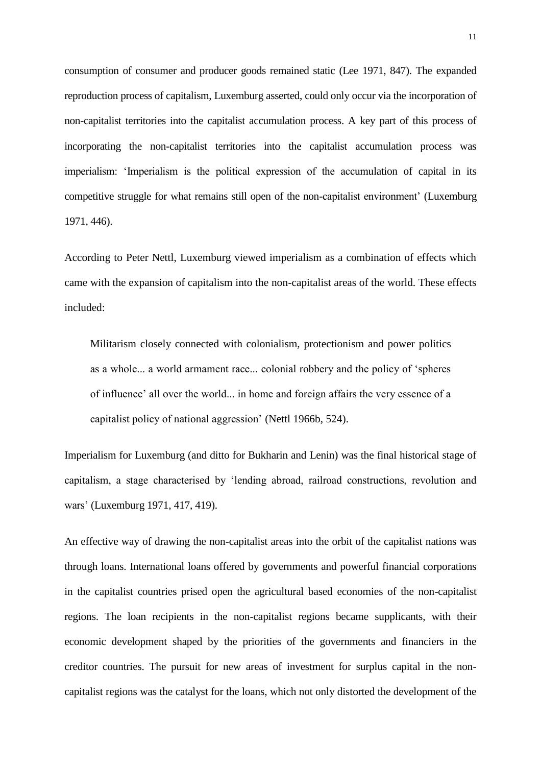consumption of consumer and producer goods remained static (Lee 1971, 847). The expanded reproduction process of capitalism, Luxemburg asserted, could only occur via the incorporation of non-capitalist territories into the capitalist accumulation process. A key part of this process of incorporating the non-capitalist territories into the capitalist accumulation process was imperialism: 'Imperialism is the political expression of the accumulation of capital in its competitive struggle for what remains still open of the non-capitalist environment' (Luxemburg 1971, 446).

According to Peter Nettl, Luxemburg viewed imperialism as a combination of effects which came with the expansion of capitalism into the non-capitalist areas of the world. These effects included:

> Militarism closely connected with colonialism, protectionism and power politics as a whole... a world armament race... colonial robbery and the policy of 'spheres of influence' all over the world... in home and foreign affairs the very essence of a capitalist policy of national aggression' (Nettl 1966b, 524).

Imperialism for Luxemburg (and ditto for Bukharin and Lenin) was the final historical stage of capitalism, a stage characterised by 'lending abroad, railroad constructions, revolution and wars' (Luxemburg 1971, 417, 419).

An effective way of drawing the non-capitalist areas into the orbit of the capitalist nations was through loans. International loans offered by governments and powerful financial corporations in the capitalist countries prised open the agricultural based economies of the non-capitalist regions. The loan recipients in the non-capitalist regions became supplicants, with their economic development shaped by the priorities of the governments and financiers in the creditor countries. The pursuit for new areas of investment for surplus capital in the non-capitalist regions was the catalyst for the loans, which not only distorted the development of the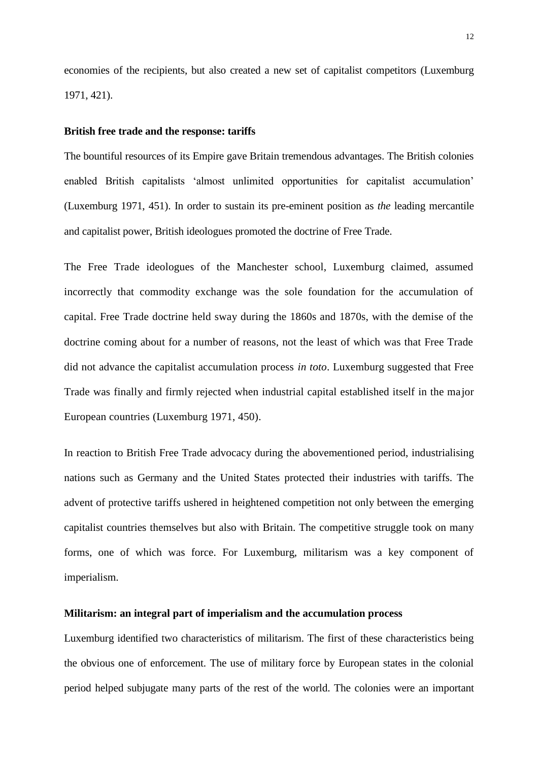economies of the recipients, but also created a new set of capitalist competitors (Luxemburg 1971, 421).

**British free trade and the response: tariffs**

The bountiful resources of its Empire gave Britain tremendous advantages. The British colonies enabled British capitalists 'almost unlimited opportunities for capitalist accumulation' (Luxemburg 1971, 451). In order to sustain its pre-eminent position as *the* leading mercantile and capitalist power, British ideologues promoted the doctrine of Free Trade.

The Free Trade ideologues of the Manchester school, Luxemburg claimed, assumed incorrectly that commodity exchange was the sole foundation for the accumulation of capital. Free Trade doctrine held sway during the 1860s and 1870s, with the demise of the doctrine coming about for a number of reasons, not the least of which was that Free Trade did not advance the capitalist accumulation process *in toto*. Luxemburg suggested that Free Trade was finally and firmly rejected when industrial capital established itself in the major European countries (Luxemburg 1971, 450).

In reaction to British Free Trade advocacy during the abovementioned period, industrialising nations such as Germany and the United States protected their industries with tariffs. The advent of protective tariffs ushered in heightened competition not only between the emerging capitalist countries themselves but also with Britain. The competitive struggle took on many forms, one of which was force. For Luxemburg, militarism was a key component of imperialism.

**Militarism: an integral part of imperialism and the accumulation process**

Luxemburg identified two characteristics of militarism. The first of these characteristics being the obvious one of enforcement. The use of military force by European states in the colonial period helped subjugate many parts of the rest of the world. The colonies were an important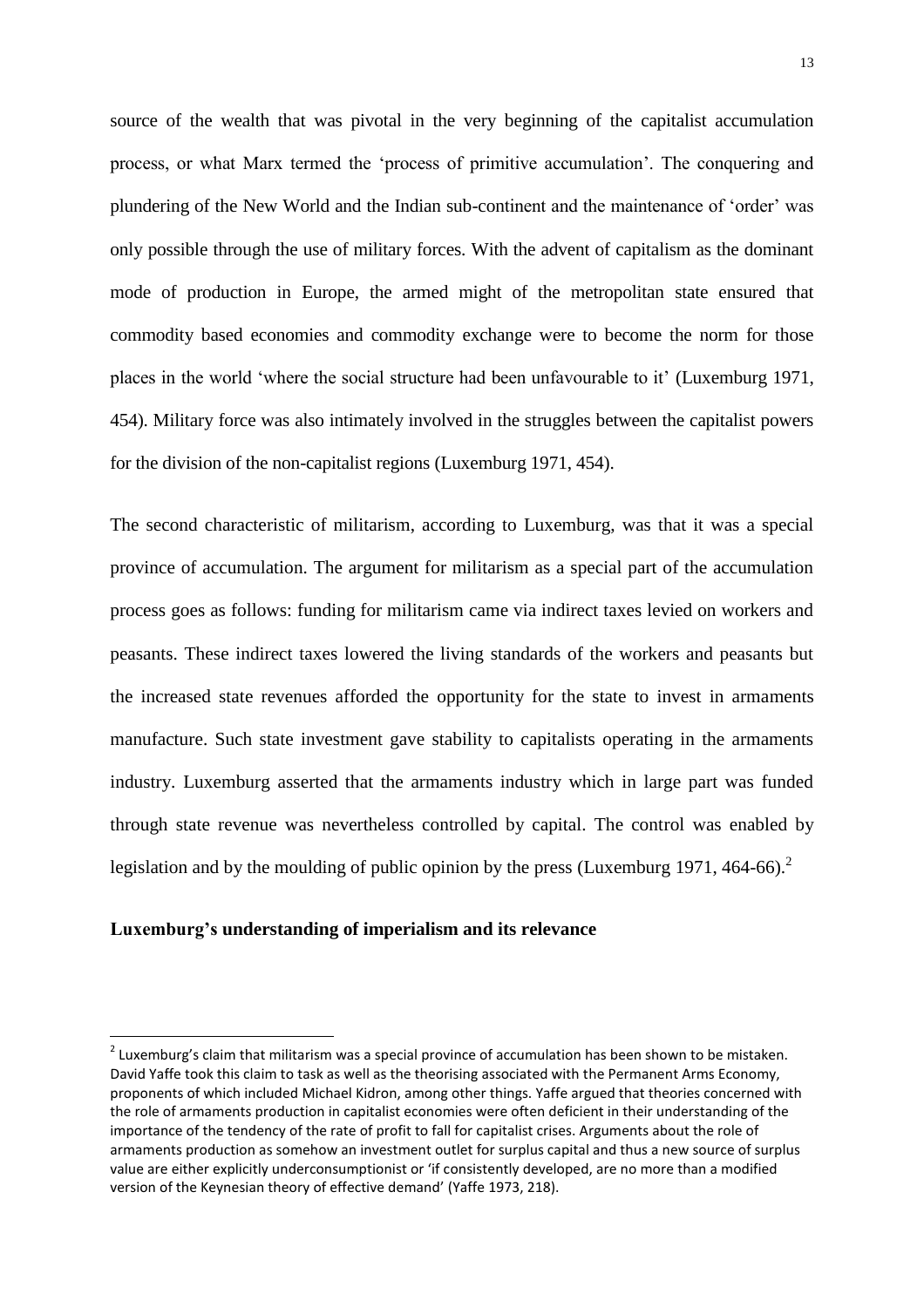source of the wealth that was pivotal in the very beginning of the capitalist accumulation process, or what Marx termed the 'process of primitive accumulation'. The conquering and plundering of the New World and the Indian sub-continent and the maintenance of 'order' was only possible through the use of military forces. With the advent of capitalism as the dominant mode of production in Europe, the armed might of the metropolitan state ensured that commodity based economies and commodity exchange were to become the norm for those places in the world 'where the social structure had been unfavourable to it' (Luxemburg 1971, 454). Military force was also intimately involved in the struggles between the capitalist powers for the division of the non-capitalist regions (Luxemburg 1971, 454).

The second characteristic of militarism, according to Luxemburg, was that it was a special province of accumulation. The argument for militarism as a special part of the accumulation process goes as follows: funding for militarism came via indirect taxes levied on workers and peasants. These indirect taxes lowered the living standards of the workers and peasants but the increased state revenues afforded the opportunity for the state to invest in armaments manufacture. Such state investment gave stability to capitalists operating in the armaments industry. Luxemburg asserted that the armaments industry which in large part was funded through state revenue was nevertheless controlled by capital. The control was enabled by legislation and by the moulding of public opinion by the press (Luxemburg 1971, 464-66).[2]

**Luxemburg's understanding of imperialism and its relevance**

[2] Luxemburg's claim that militarism was a special province of accumulation has been shown to be mistaken. David Yaffe took this claim to task as well as the theorising associated with the Permanent Arms Economy, proponents of which included Michael Kidron, among other things. Yaffe argued that theories concerned with the role of armaments production in capitalist economies were often deficient in their understanding of the importance of the tendency of the rate of profit to fall for capitalist crises. Arguments about the role of armaments production as somehow an investment outlet for surplus capital and thus a new source of surplus value are either explicitly underconsumptionist or 'if consistently developed, are no more than a modified version of the Keynesian theory of effective demand' (Yaffe 1973, 218).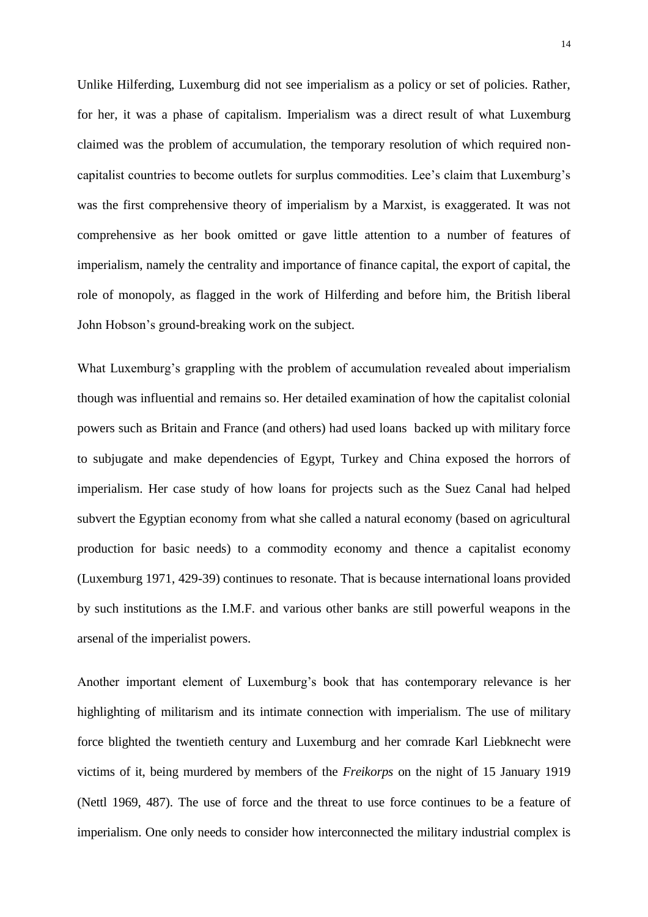Unlike Hilferding, Luxemburg did not see imperialism as a policy or set of policies. Rather, for her, it was a phase of capitalism. Imperialism was a direct result of what Luxemburg claimed was the problem of accumulation, the temporary resolution of which required non-capitalist countries to become outlets for surplus commodities. Lee's claim that Luxemburg's was the first comprehensive theory of imperialism by a Marxist, is exaggerated. It was not comprehensive as her book omitted or gave little attention to a number of features of imperialism, namely the centrality and importance of finance capital, the export of capital, the role of monopoly, as flagged in the work of Hilferding and before him, the British liberal John Hobson's ground-breaking work on the subject.

What Luxemburg's grappling with the problem of accumulation revealed about imperialism though was influential and remains so. Her detailed examination of how the capitalist colonial powers such as Britain and France (and others) had used loans backed up with military force to subjugate and make dependencies of Egypt, Turkey and China exposed the horrors of imperialism. Her case study of how loans for projects such as the Suez Canal had helped subvert the Egyptian economy from what she called a natural economy (based on agricultural production for basic needs) to a commodity economy and thence a capitalist economy (Luxemburg 1971, 429-39) continues to resonate. That is because international loans provided by such institutions as the I.M.F. and various other banks are still powerful weapons in the arsenal of the imperialist powers.

Another important element of Luxemburg's book that has contemporary relevance is her highlighting of militarism and its intimate connection with imperialism. The use of military force blighted the twentieth century and Luxemburg and her comrade Karl Liebknecht were victims of it, being murdered by members of the *Freikorps* on the night of 15 January 1919 (Nettl 1969, 487). The use of force and the threat to use force continues to be a feature of imperialism. One only needs to consider how interconnected the military industrial complex is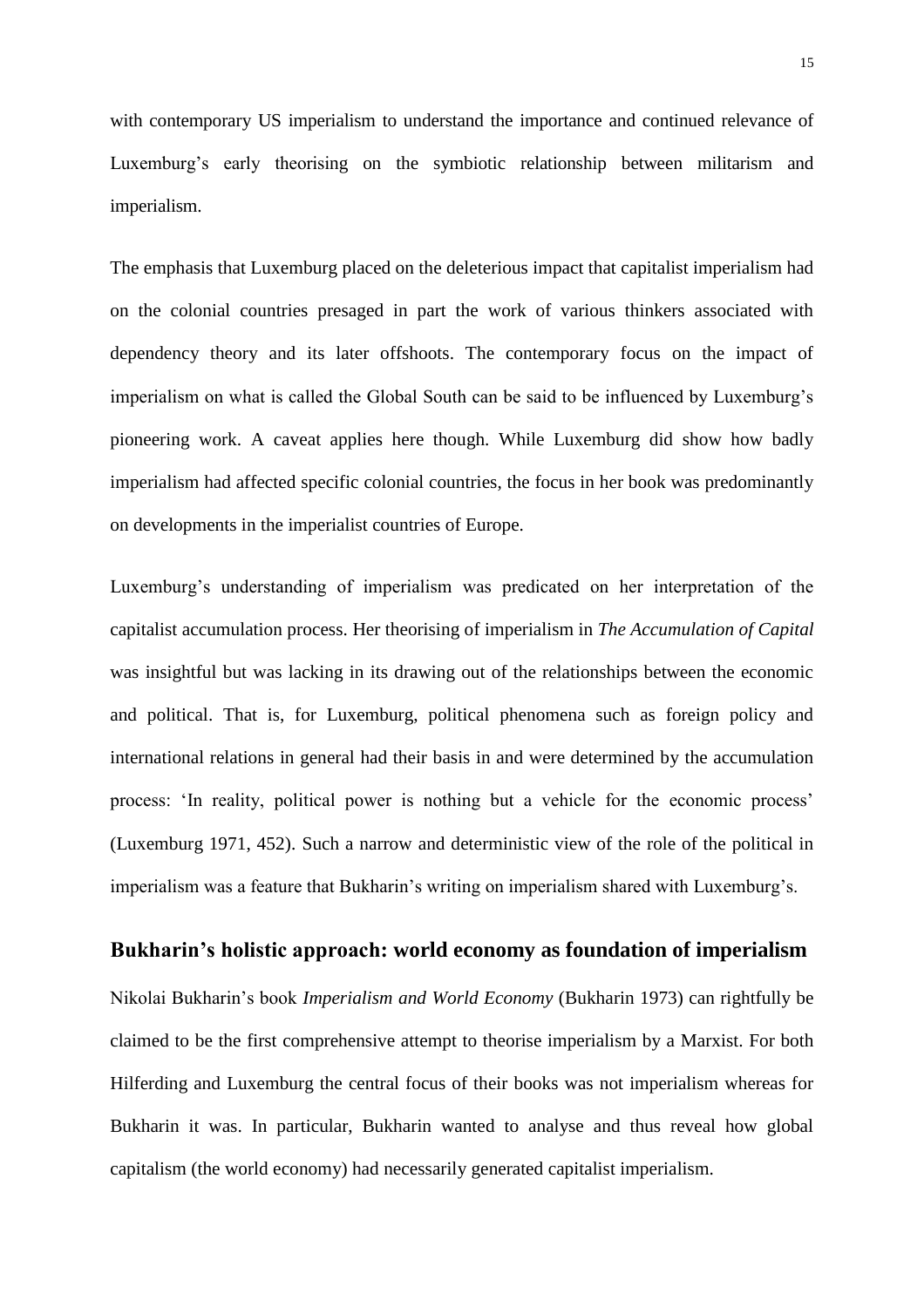with contemporary US imperialism to understand the importance and continued relevance of Luxemburg's early theorising on the symbiotic relationship between militarism and imperialism.

The emphasis that Luxemburg placed on the deleterious impact that capitalist imperialism had on the colonial countries presaged in part the work of various thinkers associated with dependency theory and its later offshoots. The contemporary focus on the impact of imperialism on what is called the Global South can be said to be influenced by Luxemburg's pioneering work. A caveat applies here though. While Luxemburg did show how badly imperialism had affected specific colonial countries, the focus in her book was predominantly on developments in the imperialist countries of Europe.

Luxemburg's understanding of imperialism was predicated on her interpretation of the capitalist accumulation process. Her theorising of imperialism in *The Accumulation of Capital* was insightful but was lacking in its drawing out of the relationships between the economic and political. That is, for Luxemburg, political phenomena such as foreign policy and international relations in general had their basis in and were determined by the accumulation process: 'In reality, political power is nothing but a vehicle for the economic process' (Luxemburg 1971, 452). Such a narrow and deterministic view of the role of the political in imperialism was a feature that Bukharin's writing on imperialism shared with Luxemburg's.

## Bukharin's holistic approach: world economy as foundation of imperialism

Nikolai Bukharin's book *Imperialism and World Economy* (Bukharin 1973) can rightfully be claimed to be the first comprehensive attempt to theorise imperialism by a Marxist. For both Hilferding and Luxemburg the central focus of their books was not imperialism whereas for Bukharin it was. In particular, Bukharin wanted to analyse and thus reveal how global capitalism (the world economy) had necessarily generated capitalist imperialism.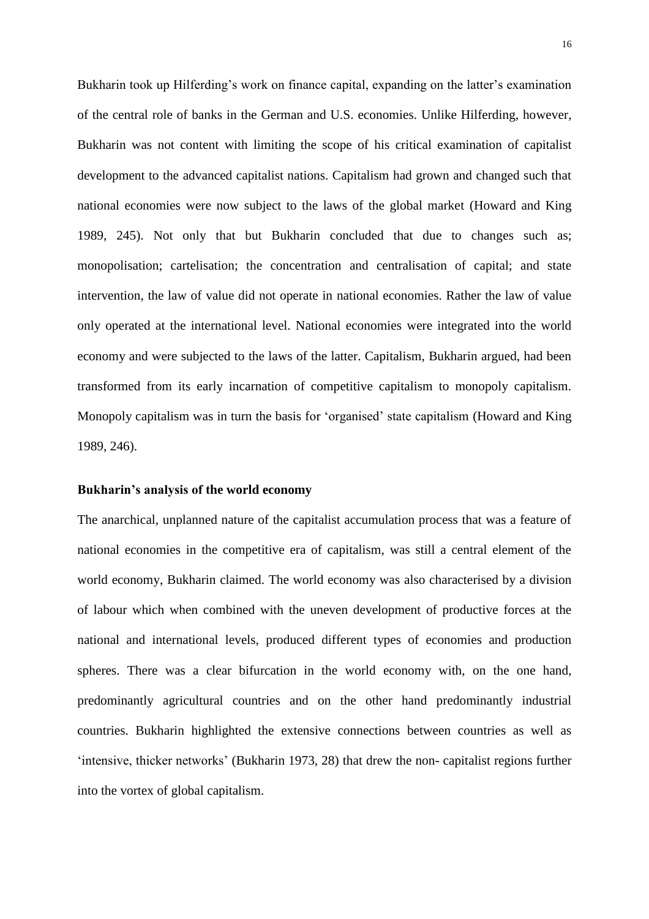Bukharin took up Hilferding's work on finance capital, expanding on the latter's examination of the central role of banks in the German and U.S. economies. Unlike Hilferding, however, Bukharin was not content with limiting the scope of his critical examination of capitalist development to the advanced capitalist nations. Capitalism had grown and changed such that national economies were now subject to the laws of the global market (Howard and King 1989, 245). Not only that but Bukharin concluded that due to changes such as; monopolisation; cartelisation; the concentration and centralisation of capital; and state intervention, the law of value did not operate in national economies. Rather the law of value only operated at the international level. National economies were integrated into the world economy and were subjected to the laws of the latter. Capitalism, Bukharin argued, had been transformed from its early incarnation of competitive capitalism to monopoly capitalism. Monopoly capitalism was in turn the basis for 'organised' state capitalism (Howard and King 1989, 246).

### Bukharin's analysis of the world economy

The anarchical, unplanned nature of the capitalist accumulation process that was a feature of national economies in the competitive era of capitalism, was still a central element of the world economy, Bukharin claimed. The world economy was also characterised by a division of labour which when combined with the uneven development of productive forces at the national and international levels, produced different types of economies and production spheres. There was a clear bifurcation in the world economy with, on the one hand, predominantly agricultural countries and on the other hand predominantly industrial countries. Bukharin highlighted the extensive connections between countries as well as 'intensive, thicker networks' (Bukharin 1973, 28) that drew the non- capitalist regions further into the vortex of global capitalism.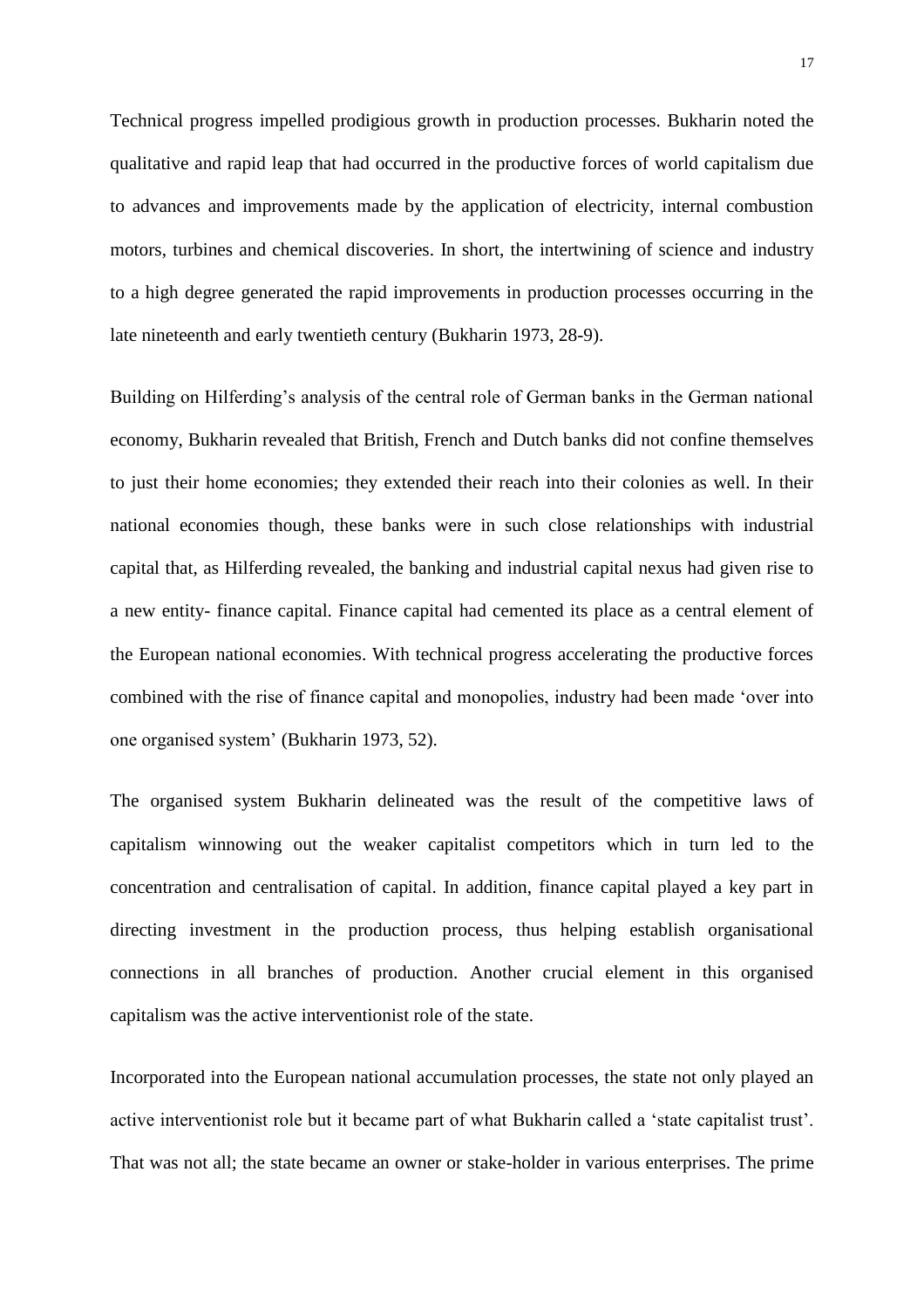Technical progress impelled prodigious growth in production processes. Bukharin noted the qualitative and rapid leap that had occurred in the productive forces of world capitalism due to advances and improvements made by the application of electricity, internal combustion motors, turbines and chemical discoveries. In short, the intertwining of science and industry to a high degree generated the rapid improvements in production processes occurring in the late nineteenth and early twentieth century (Bukharin 1973, 28-9).

Building on Hilferding's analysis of the central role of German banks in the German national economy, Bukharin revealed that British, French and Dutch banks did not confine themselves to just their home economies; they extended their reach into their colonies as well. In their national economies though, these banks were in such close relationships with industrial capital that, as Hilferding revealed, the banking and industrial capital nexus had given rise to a new entity- finance capital. Finance capital had cemented its place as a central element of the European national economies. With technical progress accelerating the productive forces combined with the rise of finance capital and monopolies, industry had been made 'over into one organised system' (Bukharin 1973, 52).

The organised system Bukharin delineated was the result of the competitive laws of capitalism winnowing out the weaker capitalist competitors which in turn led to the concentration and centralisation of capital. In addition, finance capital played a key part in directing investment in the production process, thus helping establish organisational connections in all branches of production. Another crucial element in this organised capitalism was the active interventionist role of the state.

Incorporated into the European national accumulation processes, the state not only played an active interventionist role but it became part of what Bukharin called a 'state capitalist trust'. That was not all; the state became an owner or stake-holder in various enterprises. The prime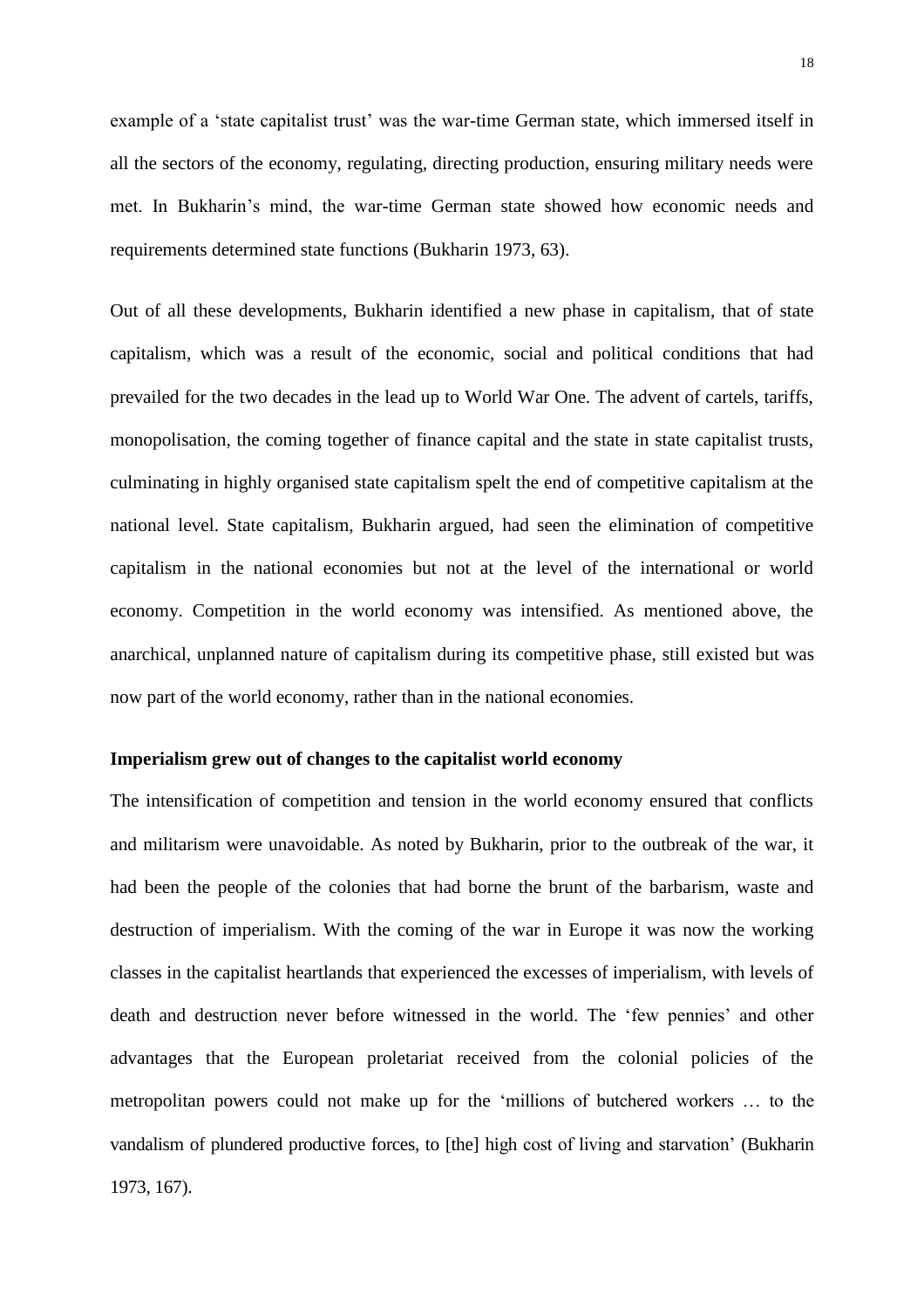example of a 'state capitalist trust' was the war-time German state, which immersed itself in all the sectors of the economy, regulating, directing production, ensuring military needs were met. In Bukharin's mind, the war-time German state showed how economic needs and requirements determined state functions (Bukharin 1973, 63).

Out of all these developments, Bukharin identified a new phase in capitalism, that of state capitalism, which was a result of the economic, social and political conditions that had prevailed for the two decades in the lead up to World War One. The advent of cartels, tariffs, monopolisation, the coming together of finance capital and the state in state capitalist trusts, culminating in highly organised state capitalism spelt the end of competitive capitalism at the national level. State capitalism, Bukharin argued, had seen the elimination of competitive capitalism in the national economies but not at the level of the international or world economy. Competition in the world economy was intensified. As mentioned above, the anarchical, unplanned nature of capitalism during its competitive phase, still existed but was now part of the world economy, rather than in the national economies.

**Imperialism grew out of changes to the capitalist world economy**

The intensification of competition and tension in the world economy ensured that conflicts and militarism were unavoidable. As noted by Bukharin, prior to the outbreak of the war, it had been the people of the colonies that had borne the brunt of the barbarism, waste and destruction of imperialism. With the coming of the war in Europe it was now the working classes in the capitalist heartlands that experienced the excesses of imperialism, with levels of death and destruction never before witnessed in the world. The 'few pennies' and other advantages that the European proletariat received from the colonial policies of the metropolitan powers could not make up for the 'millions of butchered workers … to the vandalism of plundered productive forces, to [the] high cost of living and starvation' (Bukharin 1973, 167).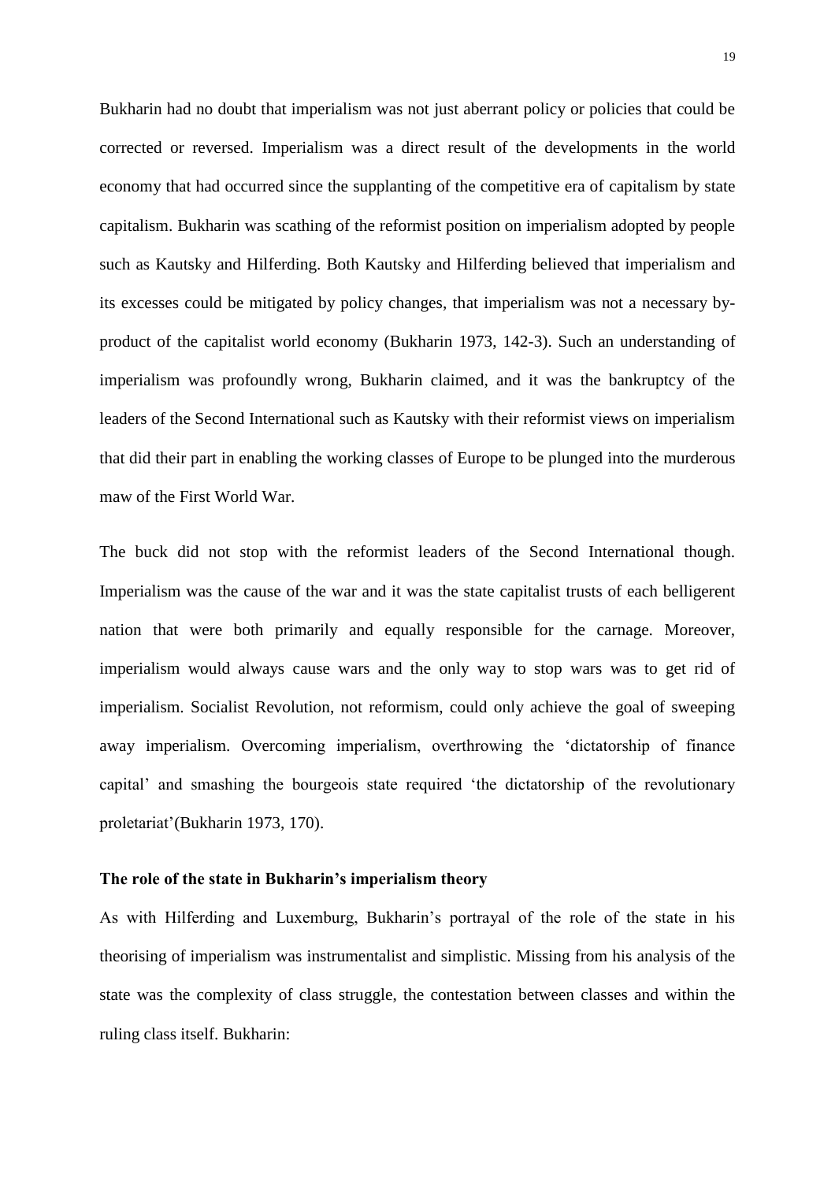Bukharin had no doubt that imperialism was not just aberrant policy or policies that could be corrected or reversed. Imperialism was a direct result of the developments in the world economy that had occurred since the supplanting of the competitive era of capitalism by state capitalism. Bukharin was scathing of the reformist position on imperialism adopted by people such as Kautsky and Hilferding. Both Kautsky and Hilferding believed that imperialism and its excesses could be mitigated by policy changes, that imperialism was not a necessary by-product of the capitalist world economy (Bukharin 1973, 142-3). Such an understanding of imperialism was profoundly wrong, Bukharin claimed, and it was the bankruptcy of the leaders of the Second International such as Kautsky with their reformist views on imperialism that did their part in enabling the working classes of Europe to be plunged into the murderous maw of the First World War.

The buck did not stop with the reformist leaders of the Second International though. Imperialism was the cause of the war and it was the state capitalist trusts of each belligerent nation that were both primarily and equally responsible for the carnage. Moreover, imperialism would always cause wars and the only way to stop wars was to get rid of imperialism. Socialist Revolution, not reformism, could only achieve the goal of sweeping away imperialism. Overcoming imperialism, overthrowing the 'dictatorship of finance capital' and smashing the bourgeois state required 'the dictatorship of the revolutionary proletariat'(Bukharin 1973, 170).

**The role of the state in Bukharin's imperialism theory**

As with Hilferding and Luxemburg, Bukharin's portrayal of the role of the state in his theorising of imperialism was instrumentalist and simplistic. Missing from his analysis of the state was the complexity of class struggle, the contestation between classes and within the ruling class itself. Bukharin: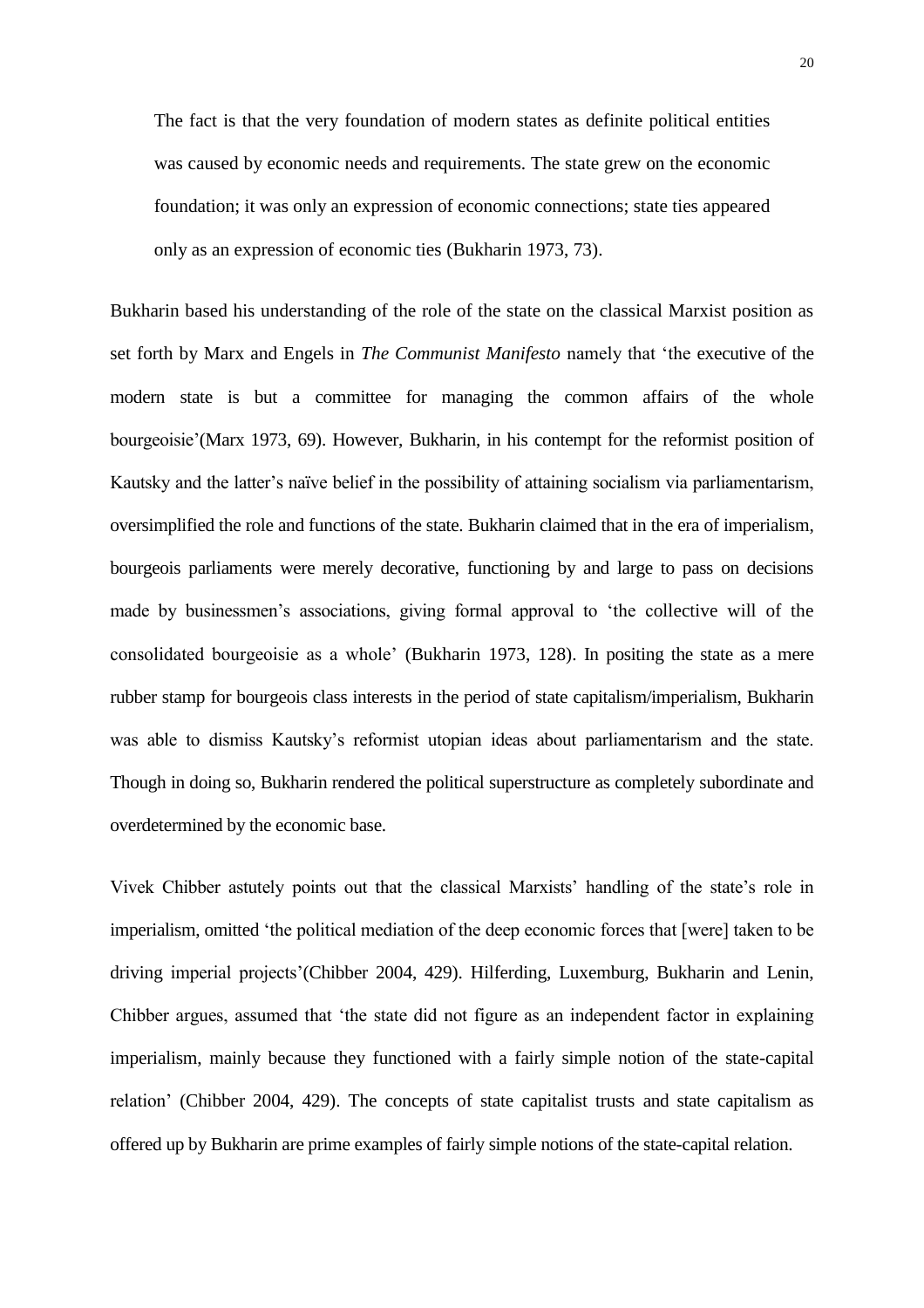> The fact is that the very foundation of modern states as definite political entities was caused by economic needs and requirements. The state grew on the economic foundation; it was only an expression of economic connections; state ties appeared only as an expression of economic ties (Bukharin 1973, 73).

Bukharin based his understanding of the role of the state on the classical Marxist position as set forth by Marx and Engels in *The Communist Manifesto* namely that 'the executive of the modern state is but a committee for managing the common affairs of the whole bourgeoisie'(Marx 1973, 69). However, Bukharin, in his contempt for the reformist position of Kautsky and the latter's naïve belief in the possibility of attaining socialism via parliamentarism, oversimplified the role and functions of the state. Bukharin claimed that in the era of imperialism, bourgeois parliaments were merely decorative, functioning by and large to pass on decisions made by businessmen's associations, giving formal approval to 'the collective will of the consolidated bourgeoisie as a whole' (Bukharin 1973, 128). In positing the state as a mere rubber stamp for bourgeois class interests in the period of state capitalism/imperialism, Bukharin was able to dismiss Kautsky's reformist utopian ideas about parliamentarism and the state. Though in doing so, Bukharin rendered the political superstructure as completely subordinate and overdetermined by the economic base.

Vivek Chibber astutely points out that the classical Marxists' handling of the state's role in imperialism, omitted 'the political mediation of the deep economic forces that [were] taken to be driving imperial projects'(Chibber 2004, 429). Hilferding, Luxemburg, Bukharin and Lenin, Chibber argues, assumed that 'the state did not figure as an independent factor in explaining imperialism, mainly because they functioned with a fairly simple notion of the state-capital relation' (Chibber 2004, 429). The concepts of state capitalist trusts and state capitalism as offered up by Bukharin are prime examples of fairly simple notions of the state-capital relation.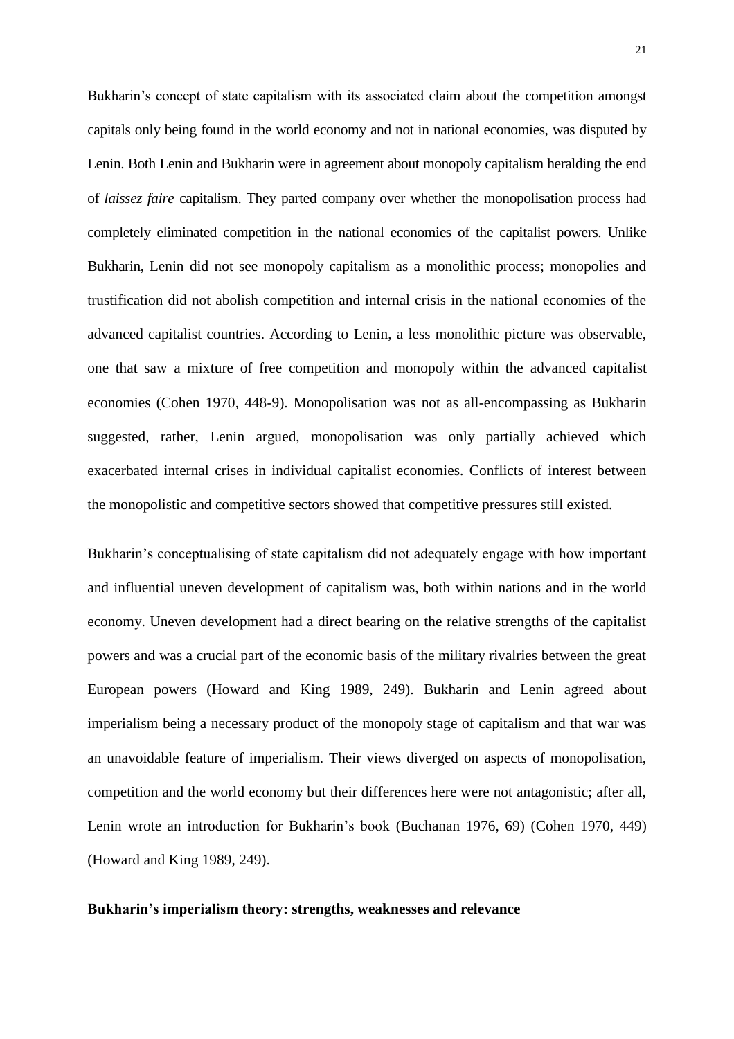Bukharin's concept of state capitalism with its associated claim about the competition amongst capitals only being found in the world economy and not in national economies, was disputed by Lenin. Both Lenin and Bukharin were in agreement about monopoly capitalism heralding the end of *laissez faire* capitalism. They parted company over whether the monopolisation process had completely eliminated competition in the national economies of the capitalist powers. Unlike Bukharin, Lenin did not see monopoly capitalism as a monolithic process; monopolies and trustification did not abolish competition and internal crisis in the national economies of the advanced capitalist countries. According to Lenin, a less monolithic picture was observable, one that saw a mixture of free competition and monopoly within the advanced capitalist economies (Cohen 1970, 448-9). Monopolisation was not as all-encompassing as Bukharin suggested, rather, Lenin argued, monopolisation was only partially achieved which exacerbated internal crises in individual capitalist economies. Conflicts of interest between the monopolistic and competitive sectors showed that competitive pressures still existed.

Bukharin's conceptualising of state capitalism did not adequately engage with how important and influential uneven development of capitalism was, both within nations and in the world economy. Uneven development had a direct bearing on the relative strengths of the capitalist powers and was a crucial part of the economic basis of the military rivalries between the great European powers (Howard and King 1989, 249). Bukharin and Lenin agreed about imperialism being a necessary product of the monopoly stage of capitalism and that war was an unavoidable feature of imperialism. Their views diverged on aspects of monopolisation, competition and the world economy but their differences here were not antagonistic; after all, Lenin wrote an introduction for Bukharin's book (Buchanan 1976, 69) (Cohen 1970, 449) (Howard and King 1989, 249).

**Bukharin's imperialism theory: strengths, weaknesses and relevance**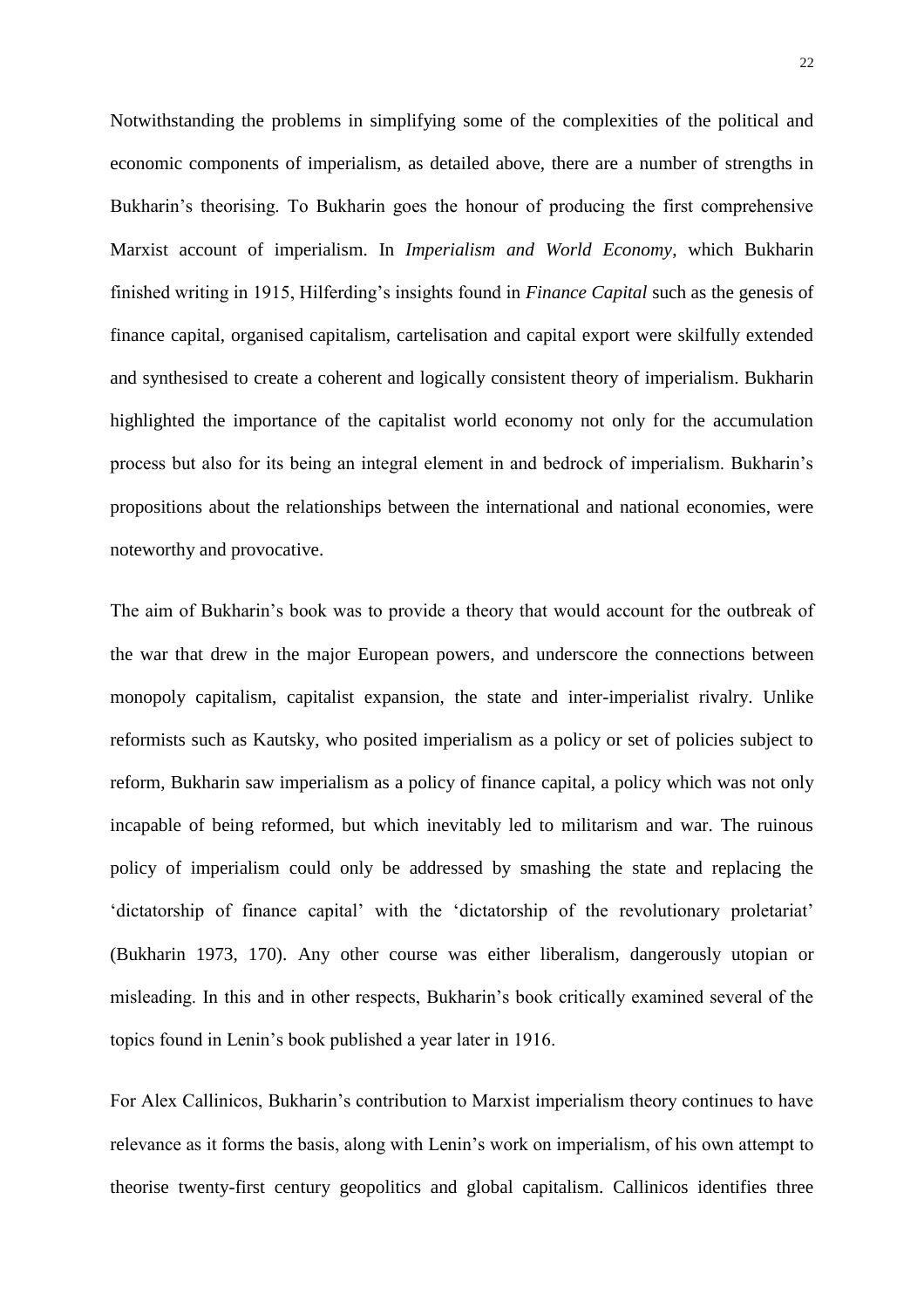Notwithstanding the problems in simplifying some of the complexities of the political and economic components of imperialism, as detailed above, there are a number of strengths in Bukharin's theorising. To Bukharin goes the honour of producing the first comprehensive Marxist account of imperialism. In *Imperialism and World Economy*, which Bukharin finished writing in 1915, Hilferding's insights found in *Finance Capital* such as the genesis of finance capital, organised capitalism, cartelisation and capital export were skilfully extended and synthesised to create a coherent and logically consistent theory of imperialism. Bukharin highlighted the importance of the capitalist world economy not only for the accumulation process but also for its being an integral element in and bedrock of imperialism. Bukharin's propositions about the relationships between the international and national economies, were noteworthy and provocative.

The aim of Bukharin's book was to provide a theory that would account for the outbreak of the war that drew in the major European powers, and underscore the connections between monopoly capitalism, capitalist expansion, the state and inter-imperialist rivalry. Unlike reformists such as Kautsky, who posited imperialism as a policy or set of policies subject to reform, Bukharin saw imperialism as a policy of finance capital, a policy which was not only incapable of being reformed, but which inevitably led to militarism and war. The ruinous policy of imperialism could only be addressed by smashing the state and replacing the 'dictatorship of finance capital' with the 'dictatorship of the revolutionary proletariat' (Bukharin 1973, 170). Any other course was either liberalism, dangerously utopian or misleading. In this and in other respects, Bukharin's book critically examined several of the topics found in Lenin's book published a year later in 1916.

For Alex Callinicos, Bukharin's contribution to Marxist imperialism theory continues to have relevance as it forms the basis, along with Lenin's work on imperialism, of his own attempt to theorise twenty-first century geopolitics and global capitalism. Callinicos identifies three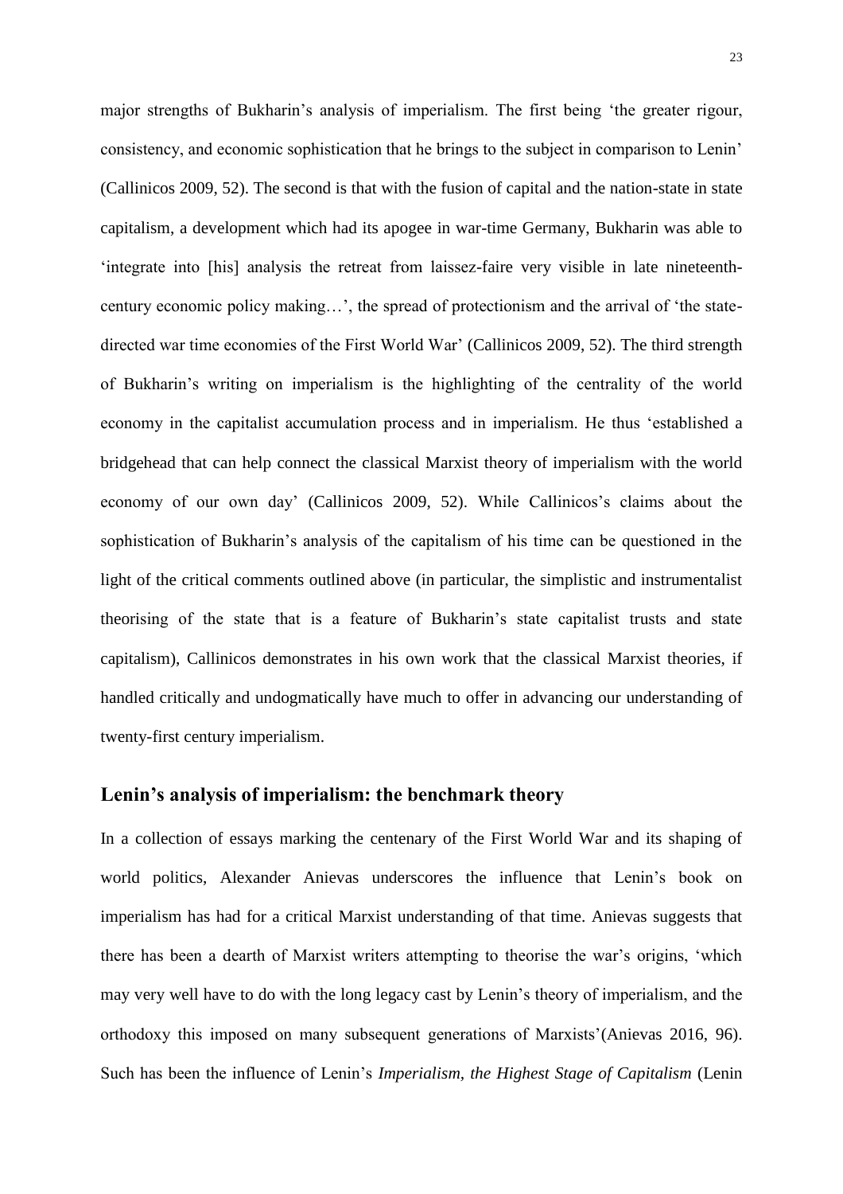major strengths of Bukharin's analysis of imperialism. The first being 'the greater rigour, consistency, and economic sophistication that he brings to the subject in comparison to Lenin' (Callinicos 2009, 52). The second is that with the fusion of capital and the nation-state in state capitalism, a development which had its apogee in war-time Germany, Bukharin was able to 'integrate into [his] analysis the retreat from laissez-faire very visible in late nineteenth-century economic policy making…', the spread of protectionism and the arrival of 'the state-directed war time economies of the First World War' (Callinicos 2009, 52). The third strength of Bukharin's writing on imperialism is the highlighting of the centrality of the world economy in the capitalist accumulation process and in imperialism. He thus 'established a bridgehead that can help connect the classical Marxist theory of imperialism with the world economy of our own day' (Callinicos 2009, 52). While Callinicos's claims about the sophistication of Bukharin's analysis of the capitalism of his time can be questioned in the light of the critical comments outlined above (in particular, the simplistic and instrumentalist theorising of the state that is a feature of Bukharin's state capitalist trusts and state capitalism), Callinicos demonstrates in his own work that the classical Marxist theories, if handled critically and undogmatically have much to offer in advancing our understanding of twenty-first century imperialism.

## Lenin's analysis of imperialism: the benchmark theory

In a collection of essays marking the centenary of the First World War and its shaping of world politics, Alexander Anievas underscores the influence that Lenin's book on imperialism has had for a critical Marxist understanding of that time. Anievas suggests that there has been a dearth of Marxist writers attempting to theorise the war's origins, 'which may very well have to do with the long legacy cast by Lenin's theory of imperialism, and the orthodoxy this imposed on many subsequent generations of Marxists'(Anievas 2016, 96). Such has been the influence of Lenin's *Imperialism, the Highest Stage of Capitalism* (Lenin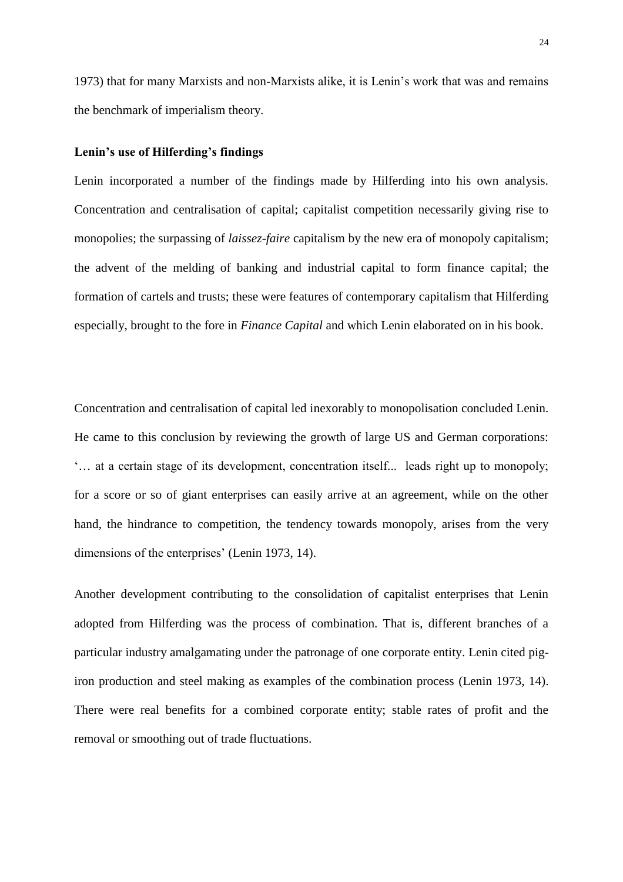1973) that for many Marxists and non-Marxists alike, it is Lenin's work that was and remains the benchmark of imperialism theory.

**Lenin's use of Hilferding's findings**

Lenin incorporated a number of the findings made by Hilferding into his own analysis. Concentration and centralisation of capital; capitalist competition necessarily giving rise to monopolies; the surpassing of *laissez-faire* capitalism by the new era of monopoly capitalism; the advent of the melding of banking and industrial capital to form finance capital; the formation of cartels and trusts; these were features of contemporary capitalism that Hilferding especially, brought to the fore in *Finance Capital* and which Lenin elaborated on in his book.

Concentration and centralisation of capital led inexorably to monopolisation concluded Lenin. He came to this conclusion by reviewing the growth of large US and German corporations: '… at a certain stage of its development, concentration itself... leads right up to monopoly; for a score or so of giant enterprises can easily arrive at an agreement, while on the other hand, the hindrance to competition, the tendency towards monopoly, arises from the very dimensions of the enterprises' (Lenin 1973, 14).

Another development contributing to the consolidation of capitalist enterprises that Lenin adopted from Hilferding was the process of combination. That is, different branches of a particular industry amalgamating under the patronage of one corporate entity. Lenin cited pig-iron production and steel making as examples of the combination process (Lenin 1973, 14). There were real benefits for a combined corporate entity; stable rates of profit and the removal or smoothing out of trade fluctuations.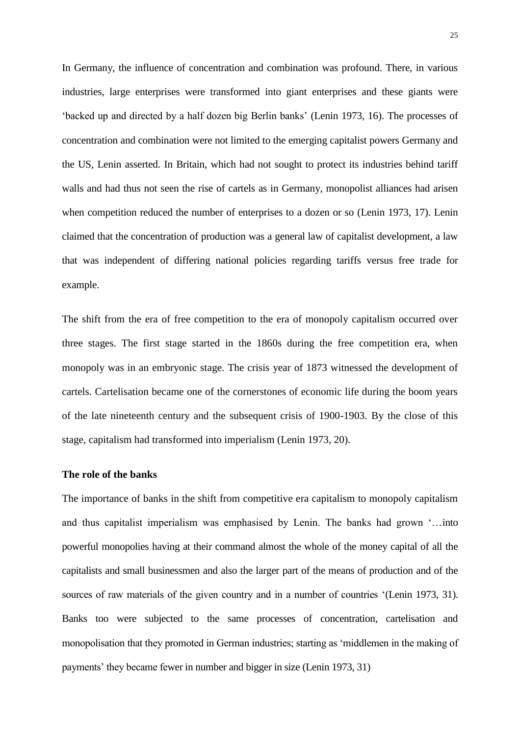In Germany, the influence of concentration and combination was profound. There, in various industries, large enterprises were transformed into giant enterprises and these giants were 'backed up and directed by a half dozen big Berlin banks' (Lenin 1973, 16). The processes of concentration and combination were not limited to the emerging capitalist powers Germany and the US, Lenin asserted. In Britain, which had not sought to protect its industries behind tariff walls and had thus not seen the rise of cartels as in Germany, monopolist alliances had arisen when competition reduced the number of enterprises to a dozen or so (Lenin 1973, 17). Lenin claimed that the concentration of production was a general law of capitalist development, a law that was independent of differing national policies regarding tariffs versus free trade for example.

The shift from the era of free competition to the era of monopoly capitalism occurred over three stages. The first stage started in the 1860s during the free competition era, when monopoly was in an embryonic stage. The crisis year of 1873 witnessed the development of cartels. Cartelisation became one of the cornerstones of economic life during the boom years of the late nineteenth century and the subsequent crisis of 1900-1903. By the close of this stage, capitalism had transformed into imperialism (Lenin 1973, 20).

**The role of the banks**

The importance of banks in the shift from competitive era capitalism to monopoly capitalism and thus capitalist imperialism was emphasised by Lenin. The banks had grown '…into powerful monopolies having at their command almost the whole of the money capital of all the capitalists and small businessmen and also the larger part of the means of production and of the sources of raw materials of the given country and in a number of countries '(Lenin 1973, 31). Banks too were subjected to the same processes of concentration, cartelisation and monopolisation that they promoted in German industries; starting as 'middlemen in the making of payments' they became fewer in number and bigger in size (Lenin 1973, 31)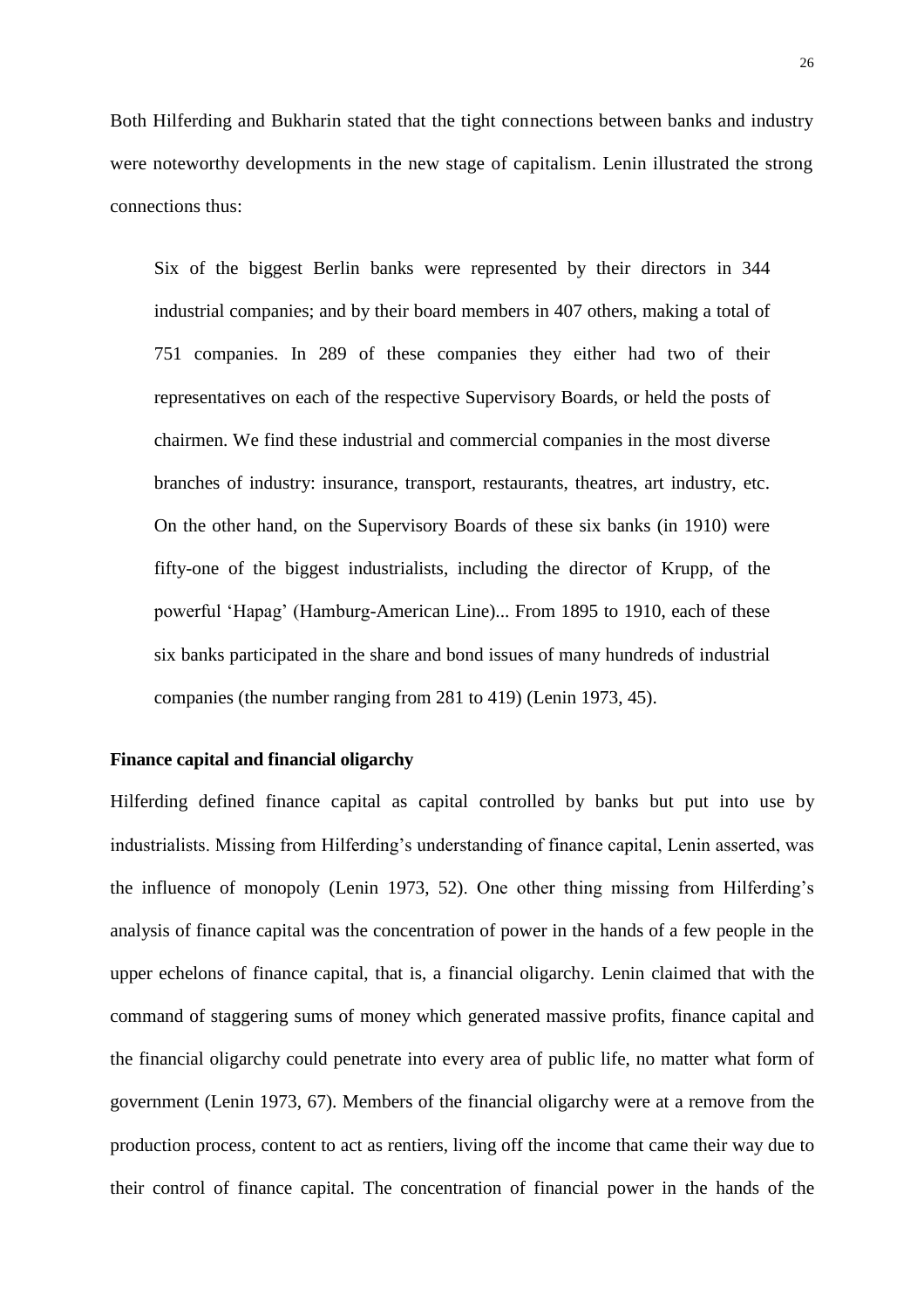Both Hilferding and Bukharin stated that the tight connections between banks and industry were noteworthy developments in the new stage of capitalism. Lenin illustrated the strong connections thus:

> Six of the biggest Berlin banks were represented by their directors in 344 industrial companies; and by their board members in 407 others, making a total of 751 companies. In 289 of these companies they either had two of their representatives on each of the respective Supervisory Boards, or held the posts of chairmen. We find these industrial and commercial companies in the most diverse branches of industry: insurance, transport, restaurants, theatres, art industry, etc. On the other hand, on the Supervisory Boards of these six banks (in 1910) were fifty-one of the biggest industrialists, including the director of Krupp, of the powerful 'Hapag' (Hamburg-American Line)... From 1895 to 1910, each of these six banks participated in the share and bond issues of many hundreds of industrial companies (the number ranging from 281 to 419) (Lenin 1973, 45).

**Finance capital and financial oligarchy**

Hilferding defined finance capital as capital controlled by banks but put into use by industrialists. Missing from Hilferding's understanding of finance capital, Lenin asserted, was the influence of monopoly (Lenin 1973, 52). One other thing missing from Hilferding's analysis of finance capital was the concentration of power in the hands of a few people in the upper echelons of finance capital, that is, a financial oligarchy. Lenin claimed that with the command of staggering sums of money which generated massive profits, finance capital and the financial oligarchy could penetrate into every area of public life, no matter what form of government (Lenin 1973, 67). Members of the financial oligarchy were at a remove from the production process, content to act as rentiers, living off the income that came their way due to their control of finance capital. The concentration of financial power in the hands of the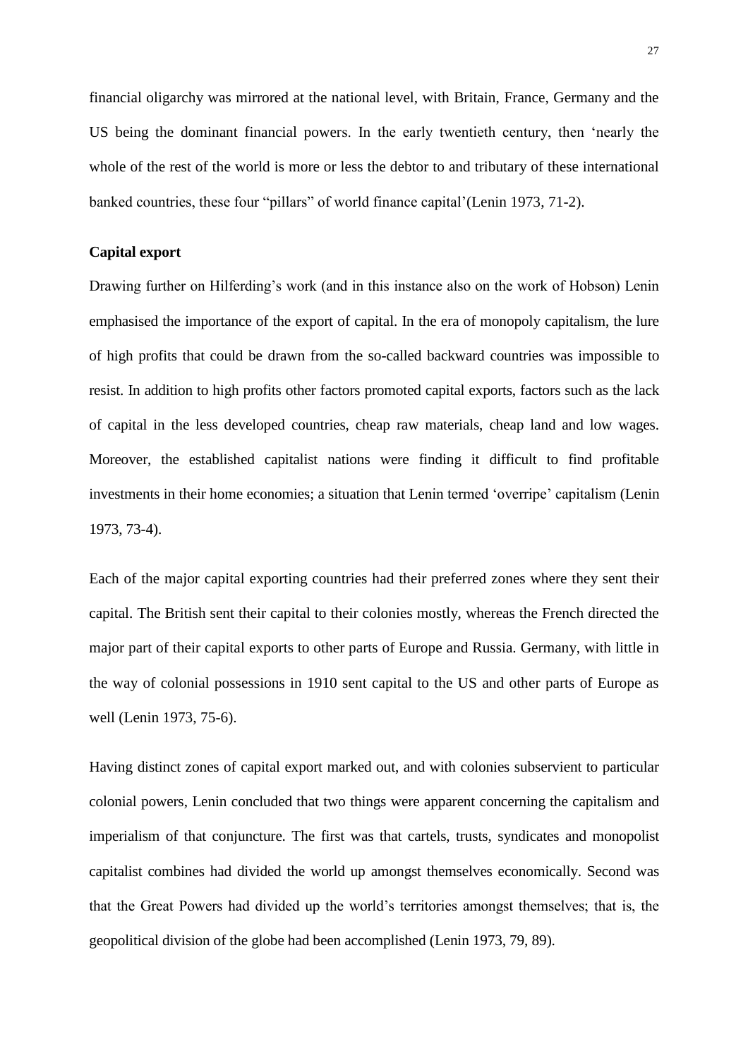financial oligarchy was mirrored at the national level, with Britain, France, Germany and the US being the dominant financial powers. In the early twentieth century, then 'nearly the whole of the rest of the world is more or less the debtor to and tributary of these international banked countries, these four "pillars" of world finance capital'(Lenin 1973, 71-2).

**Capital export**

Drawing further on Hilferding's work (and in this instance also on the work of Hobson) Lenin emphasised the importance of the export of capital. In the era of monopoly capitalism, the lure of high profits that could be drawn from the so-called backward countries was impossible to resist. In addition to high profits other factors promoted capital exports, factors such as the lack of capital in the less developed countries, cheap raw materials, cheap land and low wages. Moreover, the established capitalist nations were finding it difficult to find profitable investments in their home economies; a situation that Lenin termed 'overripe' capitalism (Lenin 1973, 73-4).

Each of the major capital exporting countries had their preferred zones where they sent their capital. The British sent their capital to their colonies mostly, whereas the French directed the major part of their capital exports to other parts of Europe and Russia. Germany, with little in the way of colonial possessions in 1910 sent capital to the US and other parts of Europe as well (Lenin 1973, 75-6).

Having distinct zones of capital export marked out, and with colonies subservient to particular colonial powers, Lenin concluded that two things were apparent concerning the capitalism and imperialism of that conjuncture. The first was that cartels, trusts, syndicates and monopolist capitalist combines had divided the world up amongst themselves economically. Second was that the Great Powers had divided up the world's territories amongst themselves; that is, the geopolitical division of the globe had been accomplished (Lenin 1973, 79, 89).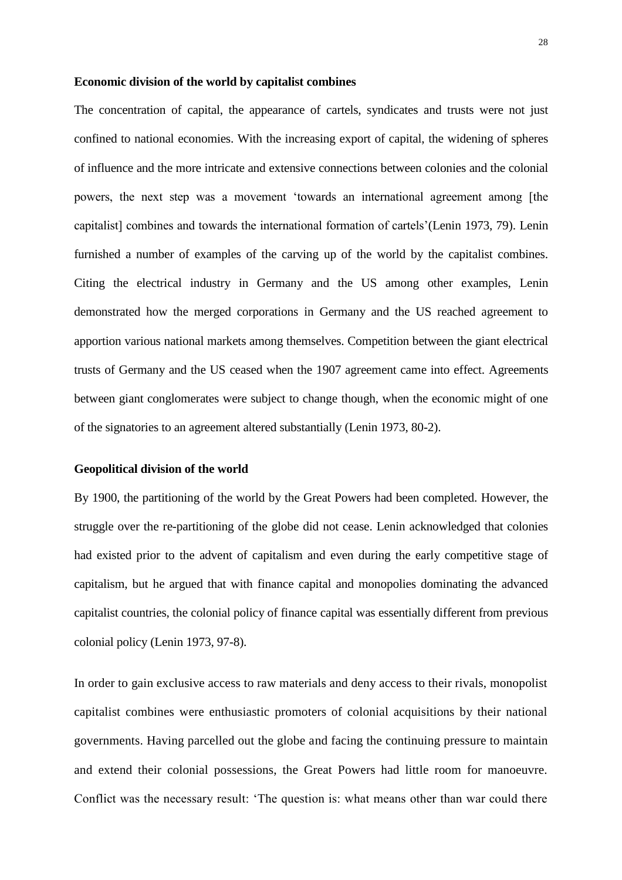**Economic division of the world by capitalist combines**

The concentration of capital, the appearance of cartels, syndicates and trusts were not just confined to national economies. With the increasing export of capital, the widening of spheres of influence and the more intricate and extensive connections between colonies and the colonial powers, the next step was a movement 'towards an international agreement among [the capitalist] combines and towards the international formation of cartels'(Lenin 1973, 79). Lenin furnished a number of examples of the carving up of the world by the capitalist combines. Citing the electrical industry in Germany and the US among other examples, Lenin demonstrated how the merged corporations in Germany and the US reached agreement to apportion various national markets among themselves. Competition between the giant electrical trusts of Germany and the US ceased when the 1907 agreement came into effect. Agreements between giant conglomerates were subject to change though, when the economic might of one of the signatories to an agreement altered substantially (Lenin 1973, 80-2).

**Geopolitical division of the world**

By 1900, the partitioning of the world by the Great Powers had been completed. However, the struggle over the re-partitioning of the globe did not cease. Lenin acknowledged that colonies had existed prior to the advent of capitalism and even during the early competitive stage of capitalism, but he argued that with finance capital and monopolies dominating the advanced capitalist countries, the colonial policy of finance capital was essentially different from previous colonial policy (Lenin 1973, 97-8).

In order to gain exclusive access to raw materials and deny access to their rivals, monopolist capitalist combines were enthusiastic promoters of colonial acquisitions by their national governments. Having parcelled out the globe and facing the continuing pressure to maintain and extend their colonial possessions, the Great Powers had little room for manoeuvre. Conflict was the necessary result: 'The question is: what means other than war could there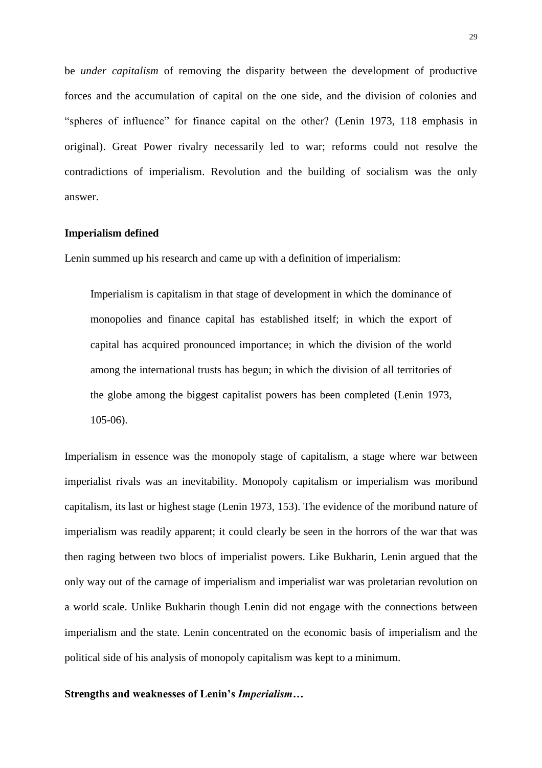be *under capitalism* of removing the disparity between the development of productive forces and the accumulation of capital on the one side, and the division of colonies and "spheres of influence" for finance capital on the other? (Lenin 1973, 118 emphasis in original). Great Power rivalry necessarily led to war; reforms could not resolve the contradictions of imperialism. Revolution and the building of socialism was the only answer.

### Imperialism defined

Lenin summed up his research and came up with a definition of imperialism:

> Imperialism is capitalism in that stage of development in which the dominance of monopolies and finance capital has established itself; in which the export of capital has acquired pronounced importance; in which the division of the world among the international trusts has begun; in which the division of all territories of the globe among the biggest capitalist powers has been completed (Lenin 1973, 105-06).

Imperialism in essence was the monopoly stage of capitalism, a stage where war between imperialist rivals was an inevitability. Monopoly capitalism or imperialism was moribund capitalism, its last or highest stage (Lenin 1973, 153). The evidence of the moribund nature of imperialism was readily apparent; it could clearly be seen in the horrors of the war that was then raging between two blocs of imperialist powers. Like Bukharin, Lenin argued that the only way out of the carnage of imperialism and imperialist war was proletarian revolution on a world scale. Unlike Bukharin though Lenin did not engage with the connections between imperialism and the state. Lenin concentrated on the economic basis of imperialism and the political side of his analysis of monopoly capitalism was kept to a minimum.

### Strengths and weaknesses of Lenin's *Imperialism…*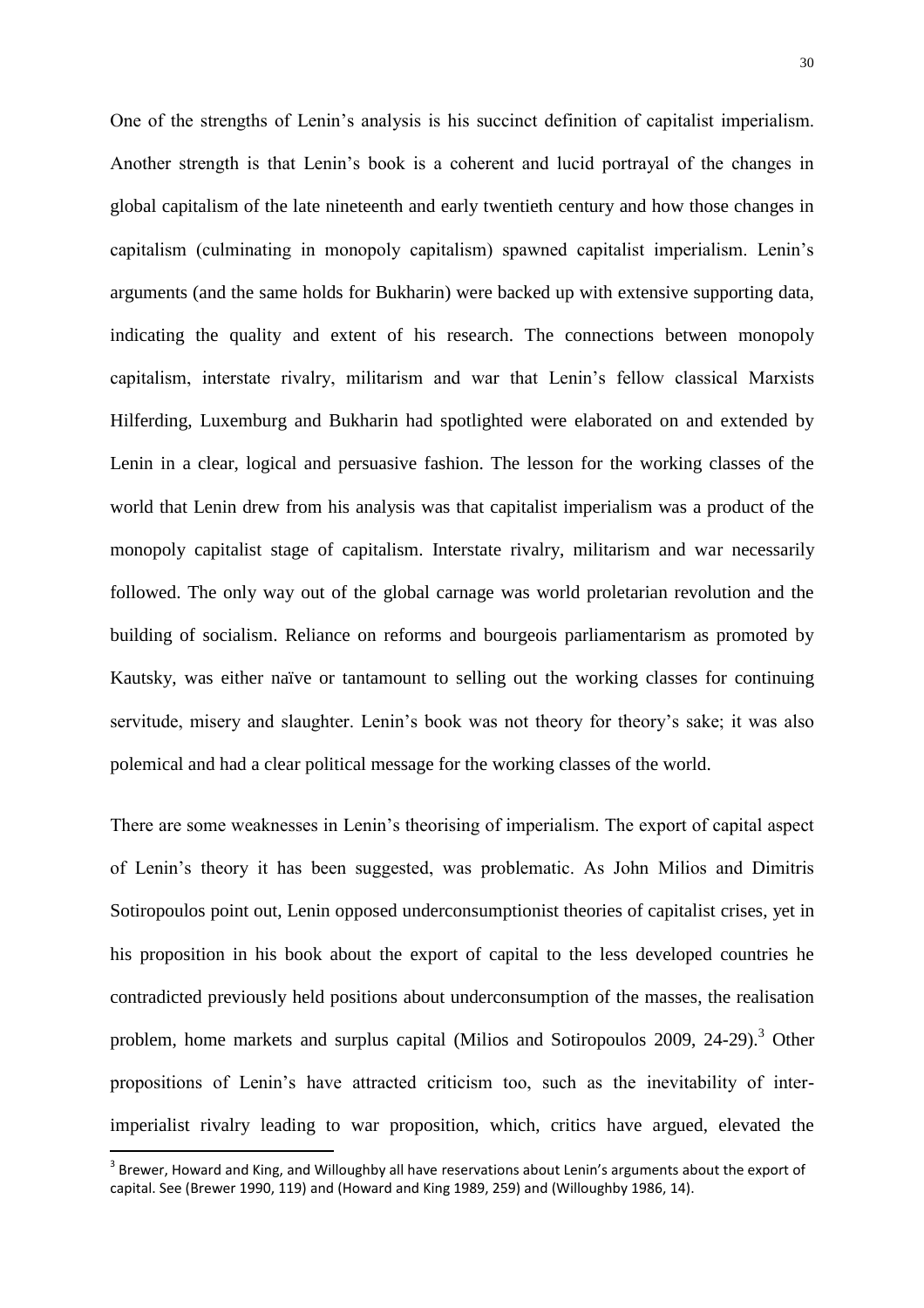One of the strengths of Lenin's analysis is his succinct definition of capitalist imperialism. Another strength is that Lenin's book is a coherent and lucid portrayal of the changes in global capitalism of the late nineteenth and early twentieth century and how those changes in capitalism (culminating in monopoly capitalism) spawned capitalist imperialism. Lenin's arguments (and the same holds for Bukharin) were backed up with extensive supporting data, indicating the quality and extent of his research. The connections between monopoly capitalism, interstate rivalry, militarism and war that Lenin's fellow classical Marxists Hilferding, Luxemburg and Bukharin had spotlighted were elaborated on and extended by Lenin in a clear, logical and persuasive fashion. The lesson for the working classes of the world that Lenin drew from his analysis was that capitalist imperialism was a product of the monopoly capitalist stage of capitalism. Interstate rivalry, militarism and war necessarily followed. The only way out of the global carnage was world proletarian revolution and the building of socialism. Reliance on reforms and bourgeois parliamentarism as promoted by Kautsky, was either naïve or tantamount to selling out the working classes for continuing servitude, misery and slaughter. Lenin's book was not theory for theory's sake; it was also polemical and had a clear political message for the working classes of the world.

There are some weaknesses in Lenin's theorising of imperialism. The export of capital aspect of Lenin's theory it has been suggested, was problematic. As John Milios and Dimitris Sotiropoulos point out, Lenin opposed underconsumptionist theories of capitalist crises, yet in his proposition in his book about the export of capital to the less developed countries he contradicted previously held positions about underconsumption of the masses, the realisation problem, home markets and surplus capital (Milios and Sotiropoulos 2009, 24-29).[3] Other propositions of Lenin's have attracted criticism too, such as the inevitability of inter-imperialist rivalry leading to war proposition, which, critics have argued, elevated the

[3] Brewer, Howard and King, and Willoughby all have reservations about Lenin's arguments about the export of capital. See (Brewer 1990, 119) and (Howard and King 1989, 259) and (Willoughby 1986, 14).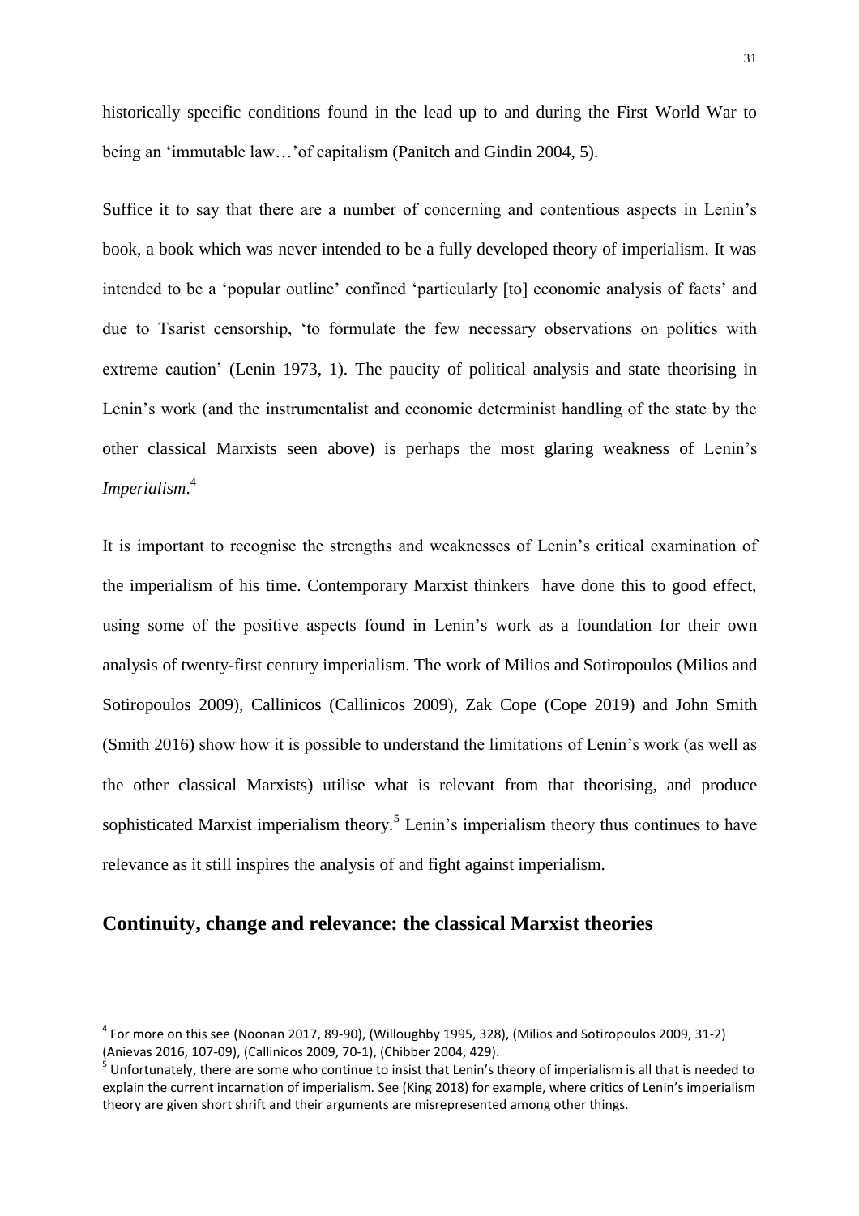historically specific conditions found in the lead up to and during the First World War to being an 'immutable law…'of capitalism (Panitch and Gindin 2004, 5).

Suffice it to say that there are a number of concerning and contentious aspects in Lenin's book, a book which was never intended to be a fully developed theory of imperialism. It was intended to be a 'popular outline' confined 'particularly [to] economic analysis of facts' and due to Tsarist censorship, 'to formulate the few necessary observations on politics with extreme caution' (Lenin 1973, 1). The paucity of political analysis and state theorising in Lenin's work (and the instrumentalist and economic determinist handling of the state by the other classical Marxists seen above) is perhaps the most glaring weakness of Lenin's *Imperialism*.[4]

It is important to recognise the strengths and weaknesses of Lenin's critical examination of the imperialism of his time. Contemporary Marxist thinkers have done this to good effect, using some of the positive aspects found in Lenin's work as a foundation for their own analysis of twenty-first century imperialism. The work of Milios and Sotiropoulos (Milios and Sotiropoulos 2009), Callinicos (Callinicos 2009), Zak Cope (Cope 2019) and John Smith (Smith 2016) show how it is possible to understand the limitations of Lenin's work (as well as the other classical Marxists) utilise what is relevant from that theorising, and produce sophisticated Marxist imperialism theory.[5] Lenin's imperialism theory thus continues to have relevance as it still inspires the analysis of and fight against imperialism.

## Continuity, change and relevance: the classical Marxist theories

---

[4] For more on this see (Noonan 2017, 89-90), (Willoughby 1995, 328), (Milios and Sotiropoulos 2009, 31-2) (Anievas 2016, 107-09), (Callinicos 2009, 70-1), (Chibber 2004, 429).

[5] Unfortunately, there are some who continue to insist that Lenin's theory of imperialism is all that is needed to explain the current incarnation of imperialism. See (King 2018) for example, where critics of Lenin's imperialism theory are given short shrift and their arguments are misrepresented among other things.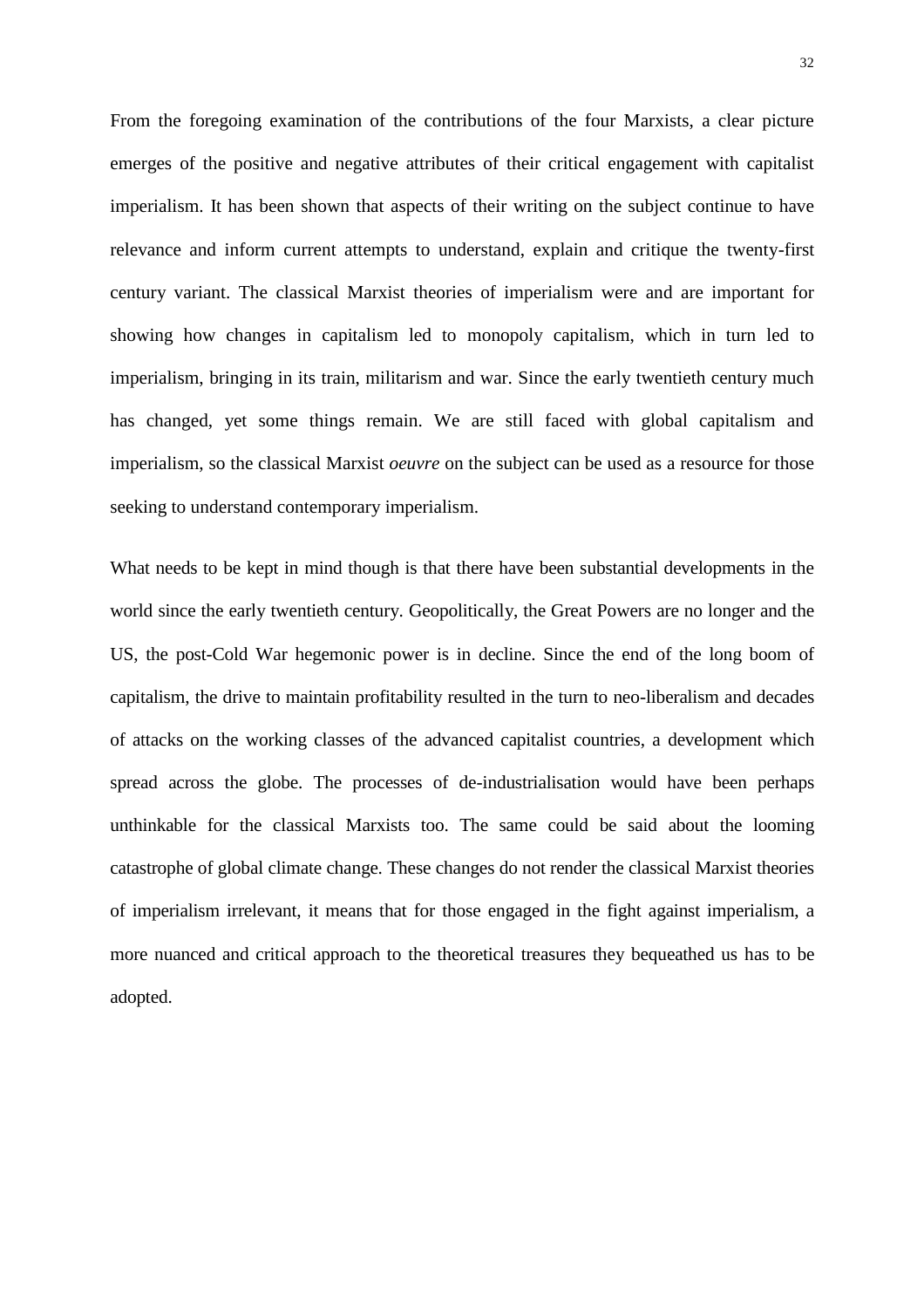From the foregoing examination of the contributions of the four Marxists, a clear picture emerges of the positive and negative attributes of their critical engagement with capitalist imperialism. It has been shown that aspects of their writing on the subject continue to have relevance and inform current attempts to understand, explain and critique the twenty-first century variant. The classical Marxist theories of imperialism were and are important for showing how changes in capitalism led to monopoly capitalism, which in turn led to imperialism, bringing in its train, militarism and war. Since the early twentieth century much has changed, yet some things remain. We are still faced with global capitalism and imperialism, so the classical Marxist *oeuvre* on the subject can be used as a resource for those seeking to understand contemporary imperialism.

What needs to be kept in mind though is that there have been substantial developments in the world since the early twentieth century. Geopolitically, the Great Powers are no longer and the US, the post-Cold War hegemonic power is in decline. Since the end of the long boom of capitalism, the drive to maintain profitability resulted in the turn to neo-liberalism and decades of attacks on the working classes of the advanced capitalist countries, a development which spread across the globe. The processes of de-industrialisation would have been perhaps unthinkable for the classical Marxists too. The same could be said about the looming catastrophe of global climate change. These changes do not render the classical Marxist theories of imperialism irrelevant, it means that for those engaged in the fight against imperialism, a more nuanced and critical approach to the theoretical treasures they bequeathed us has to be adopted.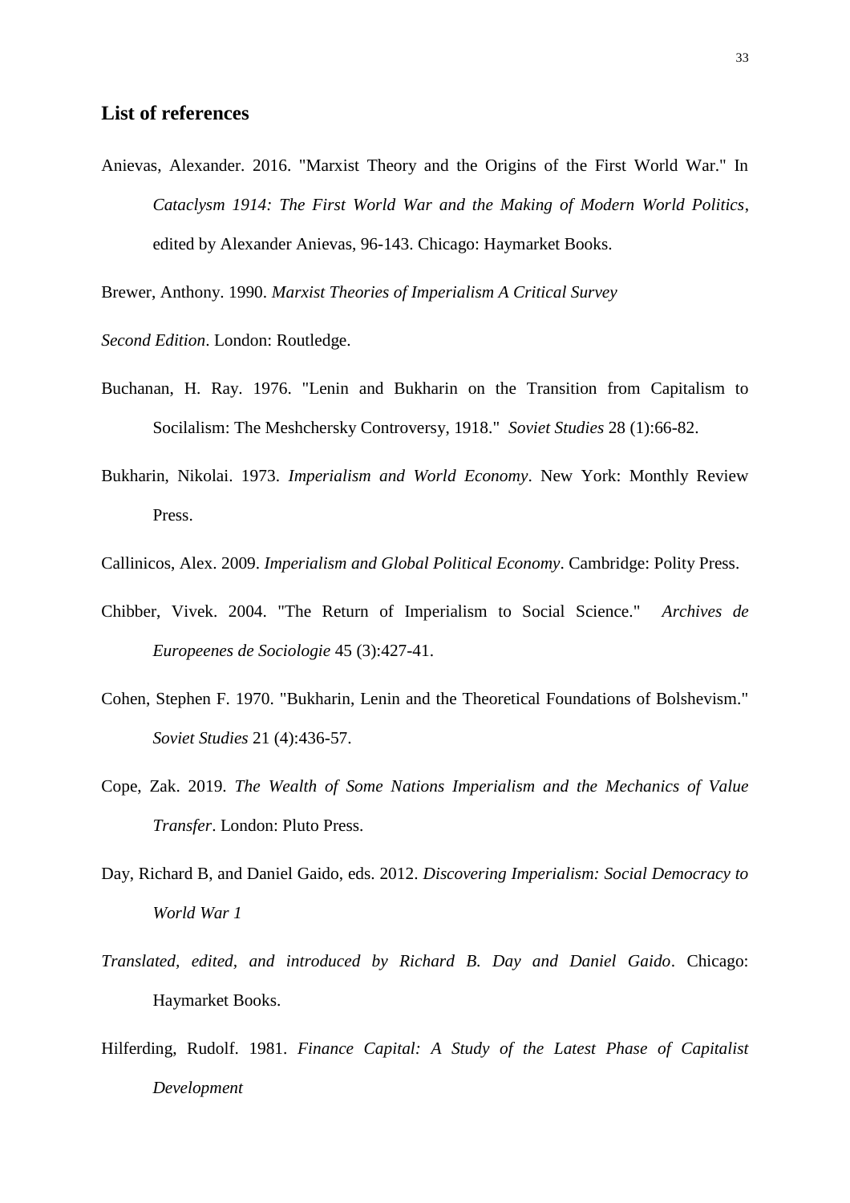## List of references

Anievas, Alexander. 2016. "Marxist Theory and the Origins of the First World War." In *Cataclysm 1914: The First World War and the Making of Modern World Politics*, edited by Alexander Anievas, 96-143. Chicago: Haymarket Books.

Brewer, Anthony. 1990. *Marxist Theories of Imperialism A Critical Survey*

*Second Edition*. London: Routledge.

Buchanan, H. Ray. 1976. "Lenin and Bukharin on the Transition from Capitalism to Socilalism: The Meshchersky Controversy, 1918." *Soviet Studies* 28 (1):66-82.

Bukharin, Nikolai. 1973. *Imperialism and World Economy*. New York: Monthly Review Press.

Callinicos, Alex. 2009. *Imperialism and Global Political Economy*. Cambridge: Polity Press.

Chibber, Vivek. 2004. "The Return of Imperialism to Social Science." *Archives de Europeenes de Sociologie* 45 (3):427-41.

Cohen, Stephen F. 1970. "Bukharin, Lenin and the Theoretical Foundations of Bolshevism." *Soviet Studies* 21 (4):436-57.

Cope, Zak. 2019. *The Wealth of Some Nations Imperialism and the Mechanics of Value Transfer*. London: Pluto Press.

Day, Richard B, and Daniel Gaido, eds. 2012. *Discovering Imperialism: Social Democracy to World War 1*

*Translated, edited, and introduced by Richard B. Day and Daniel Gaido*. Chicago: Haymarket Books.

Hilferding, Rudolf. 1981. *Finance Capital: A Study of the Latest Phase of Capitalist Development*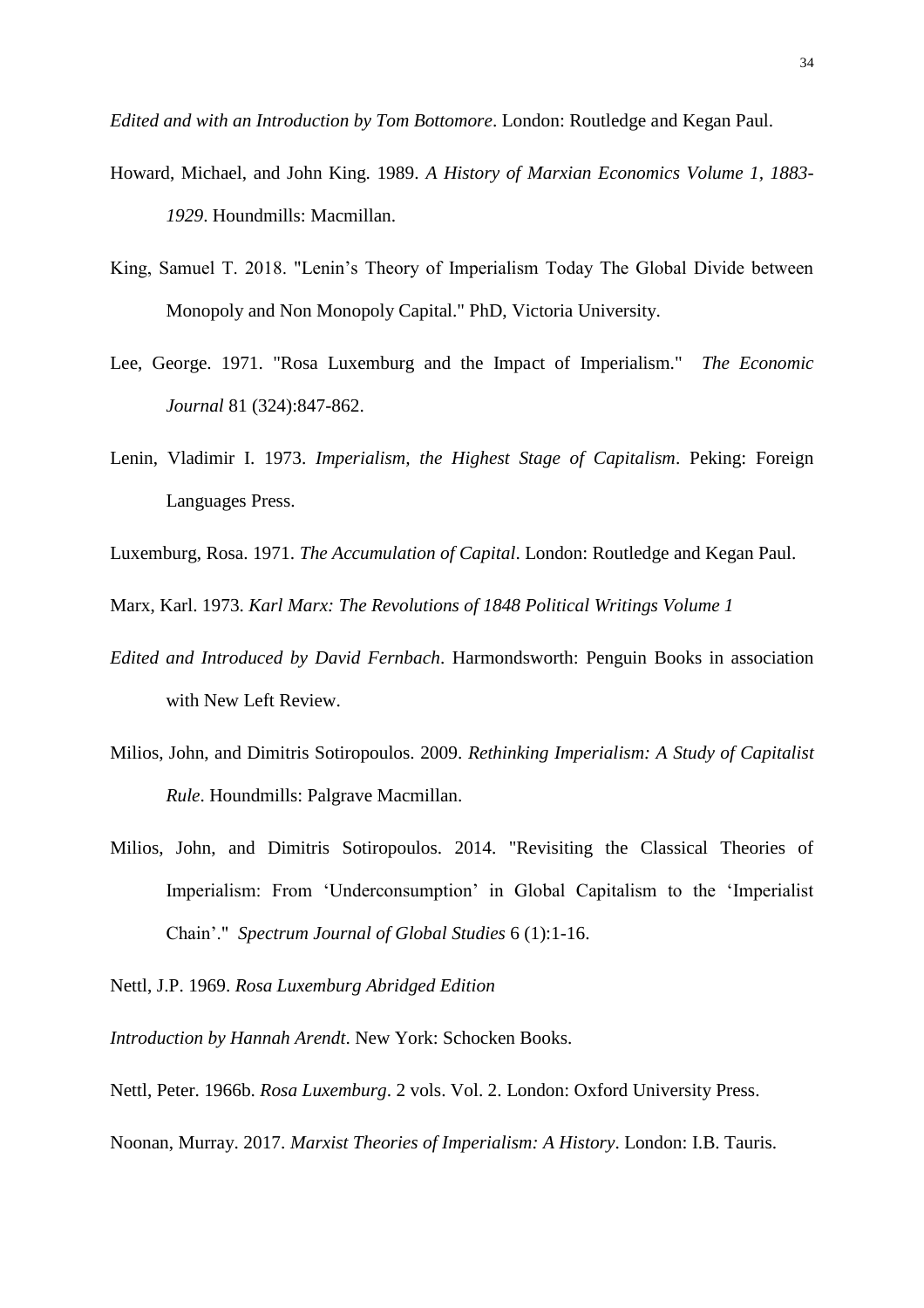*Edited and with an Introduction by Tom Bottomore*. London: Routledge and Kegan Paul.

Howard, Michael, and John King. 1989. *A History of Marxian Economics Volume 1, 1883-1929*. Houndmills: Macmillan.

King, Samuel T. 2018. "Lenin's Theory of Imperialism Today The Global Divide between Monopoly and Non Monopoly Capital." PhD, Victoria University.

Lee, George. 1971. "Rosa Luxemburg and the Impact of Imperialism." *The Economic Journal* 81 (324):847-862.

Lenin, Vladimir I. 1973. *Imperialism, the Highest Stage of Capitalism*. Peking: Foreign Languages Press.

Luxemburg, Rosa. 1971. *The Accumulation of Capital*. London: Routledge and Kegan Paul.

Marx, Karl. 1973. *Karl Marx: The Revolutions of 1848 Political Writings Volume 1*

*Edited and Introduced by David Fernbach*. Harmondsworth: Penguin Books in association with New Left Review.

Milios, John, and Dimitris Sotiropoulos. 2009. *Rethinking Imperialism: A Study of Capitalist Rule*. Houndmills: Palgrave Macmillan.

Milios, John, and Dimitris Sotiropoulos. 2014. "Revisiting the Classical Theories of Imperialism: From 'Underconsumption' in Global Capitalism to the 'Imperialist Chain'." *Spectrum Journal of Global Studies* 6 (1):1-16.

Nettl, J.P. 1969. *Rosa Luxemburg Abridged Edition*

*Introduction by Hannah Arendt*. New York: Schocken Books.

Nettl, Peter. 1966b. *Rosa Luxemburg*. 2 vols. Vol. 2. London: Oxford University Press.

Noonan, Murray. 2017. *Marxist Theories of Imperialism: A History*. London: I.B. Tauris.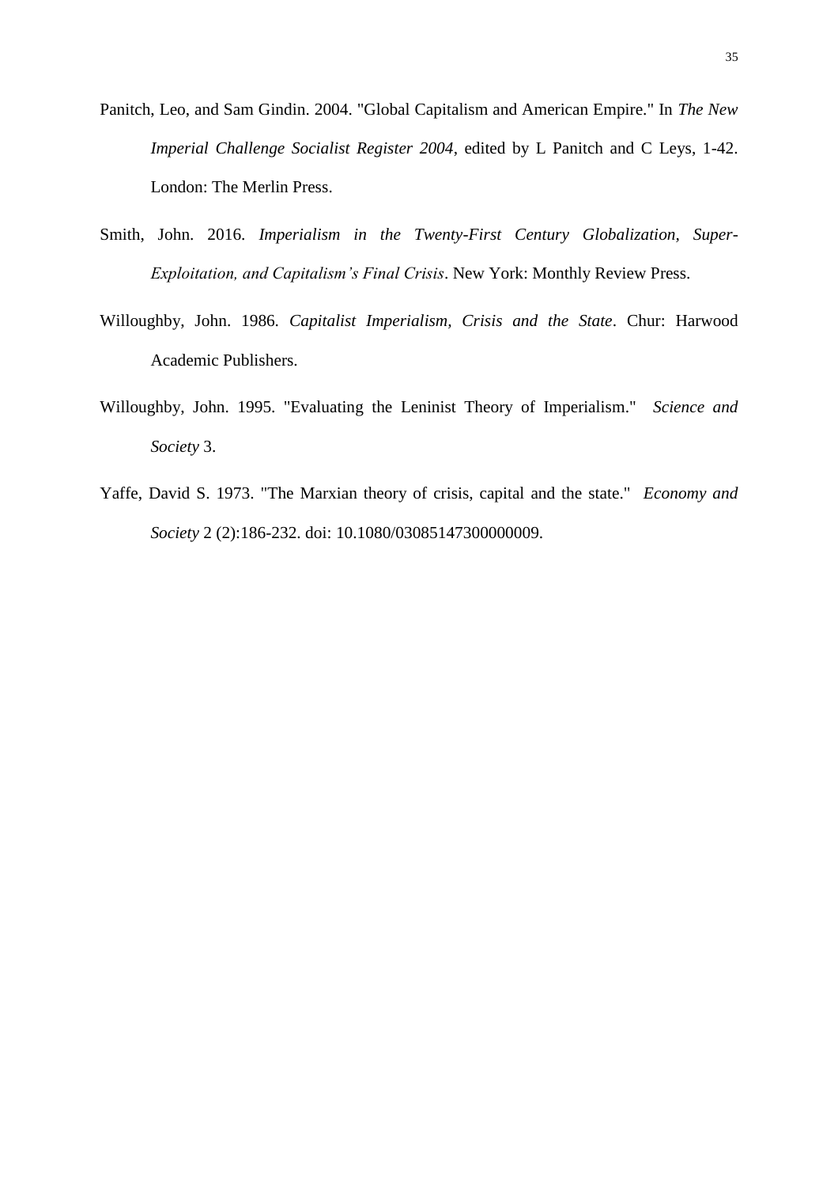Panitch, Leo, and Sam Gindin. 2004. "Global Capitalism and American Empire." In *The New Imperial Challenge Socialist Register 2004*, edited by L Panitch and C Leys, 1-42. London: The Merlin Press.

Smith, John. 2016. *Imperialism in the Twenty-First Century Globalization, Super-Exploitation, and Capitalism's Final Crisis*. New York: Monthly Review Press.

Willoughby, John. 1986. *Capitalist Imperialism, Crisis and the State*. Chur: Harwood Academic Publishers.

Willoughby, John. 1995. "Evaluating the Leninist Theory of Imperialism." *Science and Society* 3.

Yaffe, David S. 1973. "The Marxian theory of crisis, capital and the state." *Economy and Society* 2 (2):186-232. doi: 10.1080/03085147300000009.